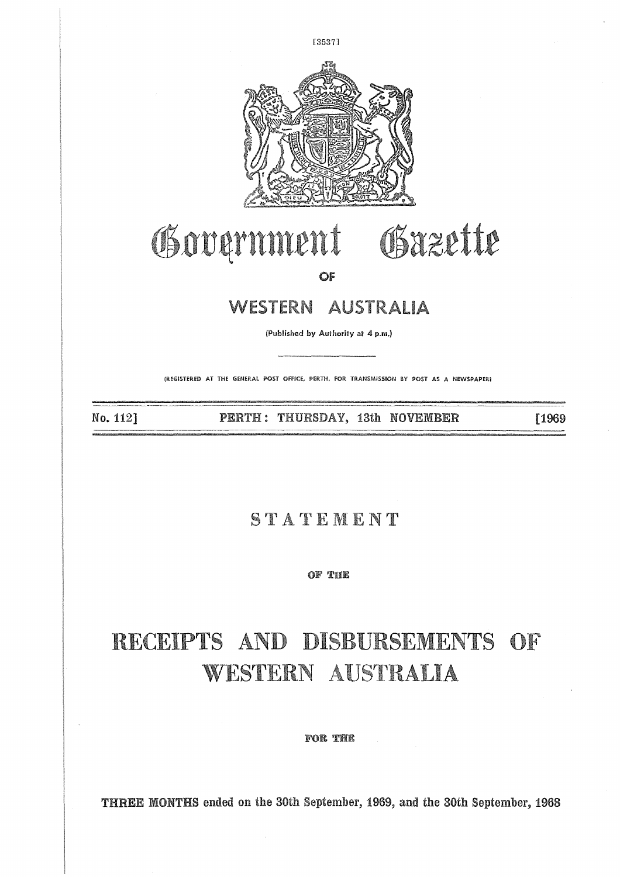# Government Gazette

OF

## WESTERN AUSTRALIA

(Published by Authority at 4 p.m.)

(REGISTERED AT THE GENERAL POST OFFICE, PERTH, FOR TRANSMISSION BY POST AS A NEWSPAPER)

No. 112] PERTH: THURSDAY, 13th NOVEMBER [1969

# STATEMENT

OF THE

# RECEIPTS AND DISBURSEMENTS OF WESTERN AUSTRALIA

FOR THE

**THREE MONTHS ended on the 30th September, 1969, and the 30th September, 1968**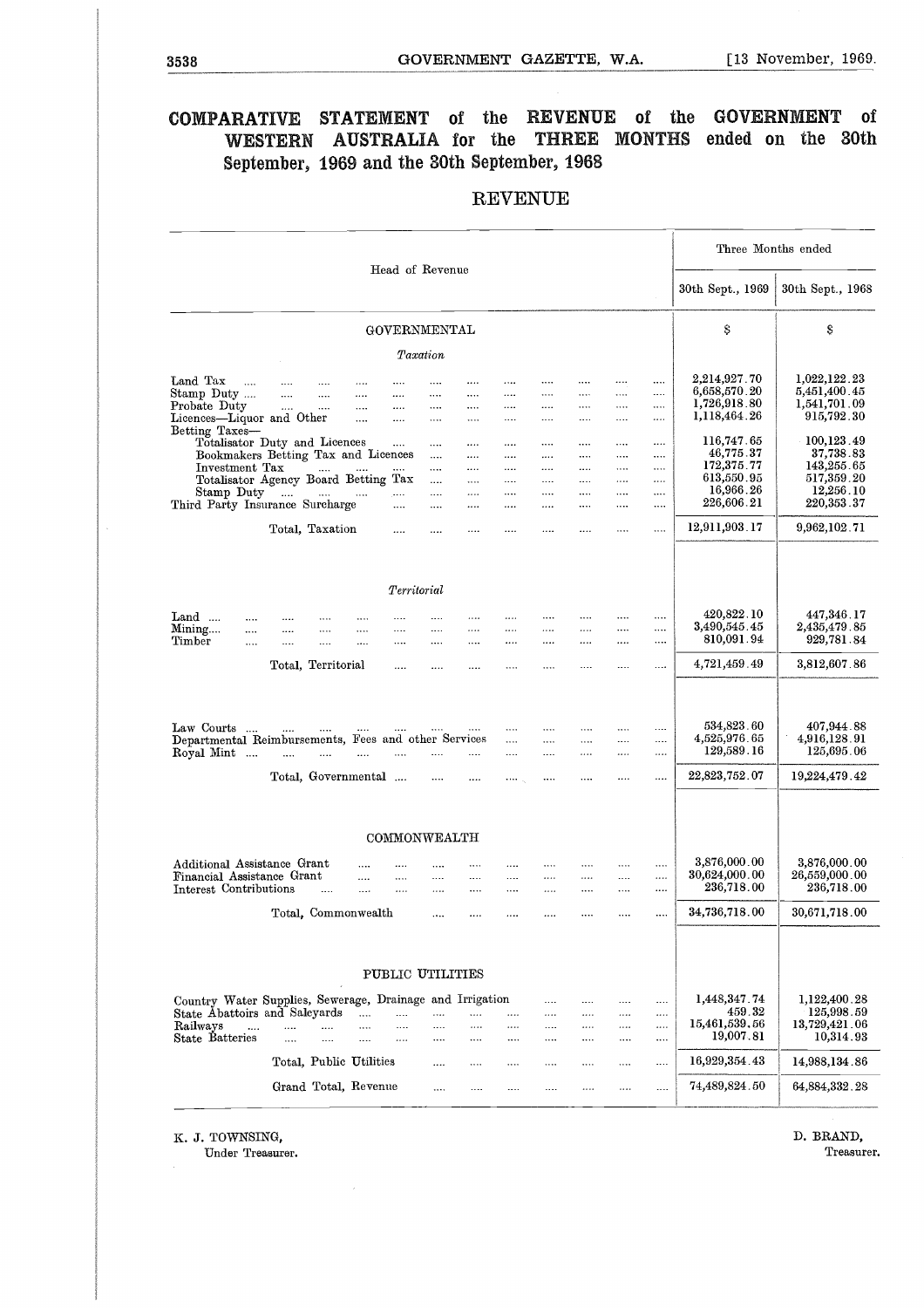# COMPARATIVE STATEMENT of the REVENUE of the GOVERNMENT of WESTERN AUSTRALIA for the THREE MONTHS ended on the 30th September, 1969 and the 30th September, 1968

## REVENUE

| Head of Revenue | Three Months ended | |
|---|---|---|
| | 30th Sept., 1969 | 30th Sept., 1968 |
| GOVERNMENTAL | $ | $ |
| *Taxation* | | |
| Land Tax | 2,214,927.70 | 1,022,122.23 |
| Stamp Duty | 6,658,570.20 | 5,451,400.45 |
| Probate Duty | 1,726,918.80 | 1,541,701.09 |
| Licences—Liquor and Other | 1,118,464.26 | 915,792.30 |
| Betting Taxes— | | |
| Totalisator Duty and Licences | 116,747.65 | 100,123.49 |
| Bookmakers Betting Tax and Licences | 46,775.37 | 37,738.83 |
| Investment Tax | 172,375.77 | 143,255.65 |
| Totalisator Agency Board Betting Tax | 613,550.95 | 517,359.20 |
| Stamp Duty | 16,966.26 | 12,256.10 |
| Third Party Insurance Surcharge | 226,606.21 | 220,353.37 |
| Total, Taxation | 12,911,903.17 | 9,962,102.71 |
| *Territorial* | | |
| Land | 420,822.10 | 447,346.17 |
| Mining | 3,490,545.45 | 2,435,479.85 |
| Timber | 810,091.94 | 929,781.84 |
| Total, Territorial | 4,721,459.49 | 3,812,607.86 |
| Law Courts | 534,823.60 | 407,944.88 |
| Departmental Reimbursements, Fees and other Services | 4,525,976.65 | 4,916,128.91 |
| Royal Mint | 129,589.16 | 125,695.06 |
| Total, Governmental | 22,823,752.07 | 19,224,479.42 |
| COMMONWEALTH | | |
| Additional Assistance Grant | 3,876,000.00 | 3,876,000.00 |
| Financial Assistance Grant | 30,624,000.00 | 26,559,000.00 |
| Interest Contributions | 236,718.00 | 236,718.00 |
| Total, Commonwealth | 34,736,718.00 | 30,671,718.00 |
| PUBLIC UTILITIES | | |
| Country Water Supplies, Sewerage, Drainage and Irrigation | 1,448,347.74 | 1,122,400.28 |
| State Abattoirs and Saleyards | 459.32 | 125,998.59 |
| Railways | 15,461,539.56 | 13,729,421.06 |
| State Batteries | 19,007.81 | 10,314.93 |
| Total, Public Utilities | 16,929,354.43 | 14,988,134.86 |
| Grand Total, Revenue | 74,489,824.50 | 64,884,332.28 |

K. J. TOWNSING,
Under Treasurer.

D. BRAND,
Treasurer.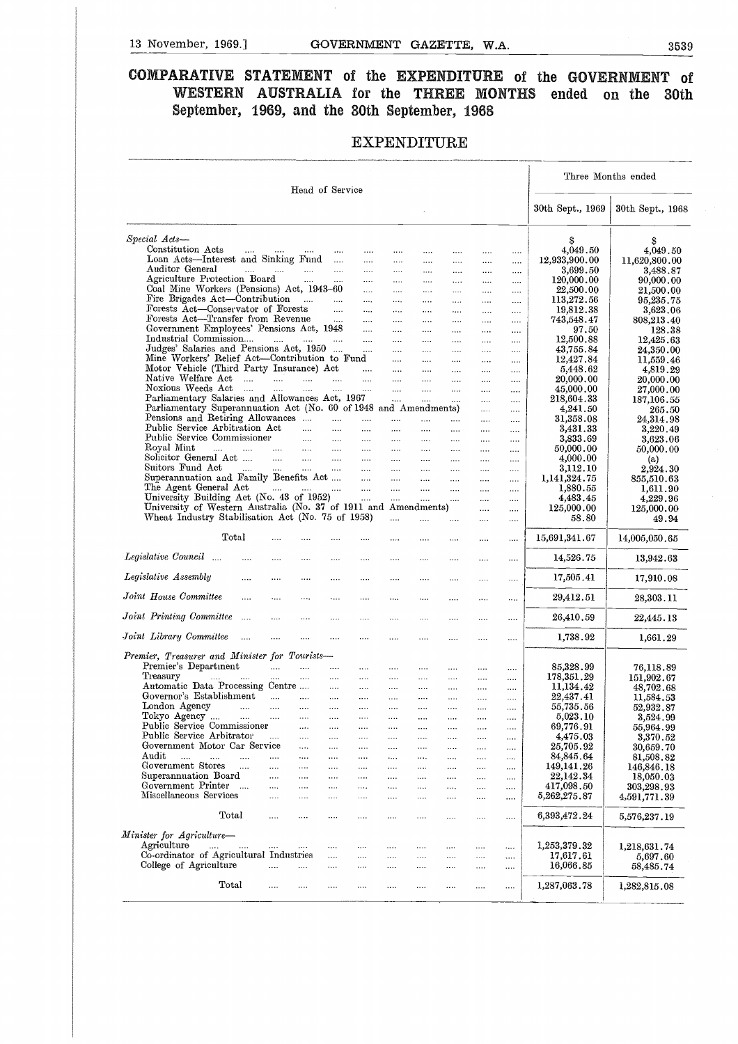# COMPARATIVE STATEMENT of the EXPENDITURE of the GOVERNMENT of WESTERN AUSTRALIA for the THREE MONTHS ended on the 30th September, 1969, and the 30th September, 1968

## EXPENDITURE

| Head of Service | Three Months ended | |
|---|---|---|
| | 30th Sept., 1969 | 30th Sept., 1968 |
| *Special Acts—* | $ | $ |
| Constitution Acts | 4,049.50 | 4,049.50 |
| Loan Acts—Interest and Sinking Fund | 12,933,900.00 | 11,620,800.00 |
| Auditor General | 3,699.50 | 3,488.87 |
| Agriculture Protection Board | 120,000.00 | 90,000.00 |
| Coal Mine Workers (Pensions) Act, 1943–60 | 22,500.00 | 21,500.00 |
| Fire Brigades Act—Contribution | 113,272.56 | 95,235.75 |
| Forests Act—Conservator of Forests | 19,812.38 | 3,623.06 |
| Forests Act—Transfer from Revenue | 743,548.47 | 808,213.40 |
| Government Employees' Pensions Act, 1948 | 97.50 | 128.38 |
| Industrial Commission | 12,500.88 | 12,425.63 |
| Judges' Salaries and Pensions Act, 1950 | 43,755.84 | 24,350.00 |
| Mine Workers' Relief Act—Contribution to Fund | 12,427.84 | 11,559.46 |
| Motor Vehicle (Third Party Insurance) Act | 5,448.62 | 4,819.29 |
| Native Welfare Act | 20,000.00 | 20,000.00 |
| Noxious Weeds Act | 45,000.00 | 27,000.00 |
| Parliamentary Salaries and Allowances Act, 1967 | 218,604.33 | 187,106.55 |
| Parliamentary Superannuation Act (No. 60 of 1948 and Amendments) | 4,241.50 | 265.50 |
| Pensions and Retiring Allowances | 31,358.08 | 24,314.98 |
| Public Service Arbitration Act | 3,431.33 | 3,220.49 |
| Public Service Commissioner | 3,833.69 | 3,623.06 |
| Royal Mint | 50,000.00 | 50,000.00 |
| Solicitor General Act | 4,000.00 | (a) |
| Suitors Fund Act | 3,112.10 | 2,924.30 |
| Superannuation and Family Benefits Act | 1,141,324.75 | 855,510.63 |
| The Agent General Act | 1,880.55 | 1,611.90 |
| University Building Act (No. 43 of 1952) | 4,483.45 | 4,229.96 |
| University of Western Australia (No. 37 of 1911 and Amendments) | 125,000.00 | 125,000.00 |
| Wheat Industry Stabilisation Act (No. 75 of 1958) | 58.80 | 49.94 |
| Total | 15,691,341.67 | 14,005,050.65 |
| *Legislative Council* | 14,526.75 | 13,942.63 |
| *Legislative Assembly* | 17,505.41 | 17,910.08 |
| *Joint House Committee* | 29,412.51 | 28,303.11 |
| *Joint Printing Committee* | 26,410.59 | 22,445.13 |
| *Joint Library Committee* | 1,738.92 | 1,661.29 |
| *Premier, Treasurer and Minister for Tourists—* | | |
| Premier's Department | 85,328.99 | 76,118.89 |
| Treasury | 178,351.29 | 151,902.67 |
| Automatic Data Processing Centre | 11,134.42 | 48,702.68 |
| Governor's Establishment | 22,437.41 | 11,584.53 |
| London Agency | 55,735.56 | 52,932.87 |
| Tokyo Agency | 5,023.10 | 3,524.99 |
| Public Service Commissioner | 69,776.91 | 55,964.99 |
| Public Service Arbitrator | 4,475.03 | 3,370.52 |
| Government Motor Car Service | 25,705.92 | 30,659.70 |
| Audit | 84,845.64 | 81,508.82 |
| Government Stores | 149,141.26 | 146,846.18 |
| Superannuation Board | 22,142.34 | 18,050.03 |
| Government Printer | 417,098.50 | 303,298.93 |
| Miscellaneous Services | 5,262,275.87 | 4,591,771.39 |
| Total | 6,393,472.24 | 5,576,237.19 |
| *Minister for Agriculture—* | | |
| Agriculture | 1,253,379.32 | 1,218,631.74 |
| Co-ordinator of Agricultural Industries | 17,617.61 | 5,697.60 |
| College of Agriculture | 16,066.85 | 58,485.74 |
| Total | 1,287,063.78 | 1,282,815.08 |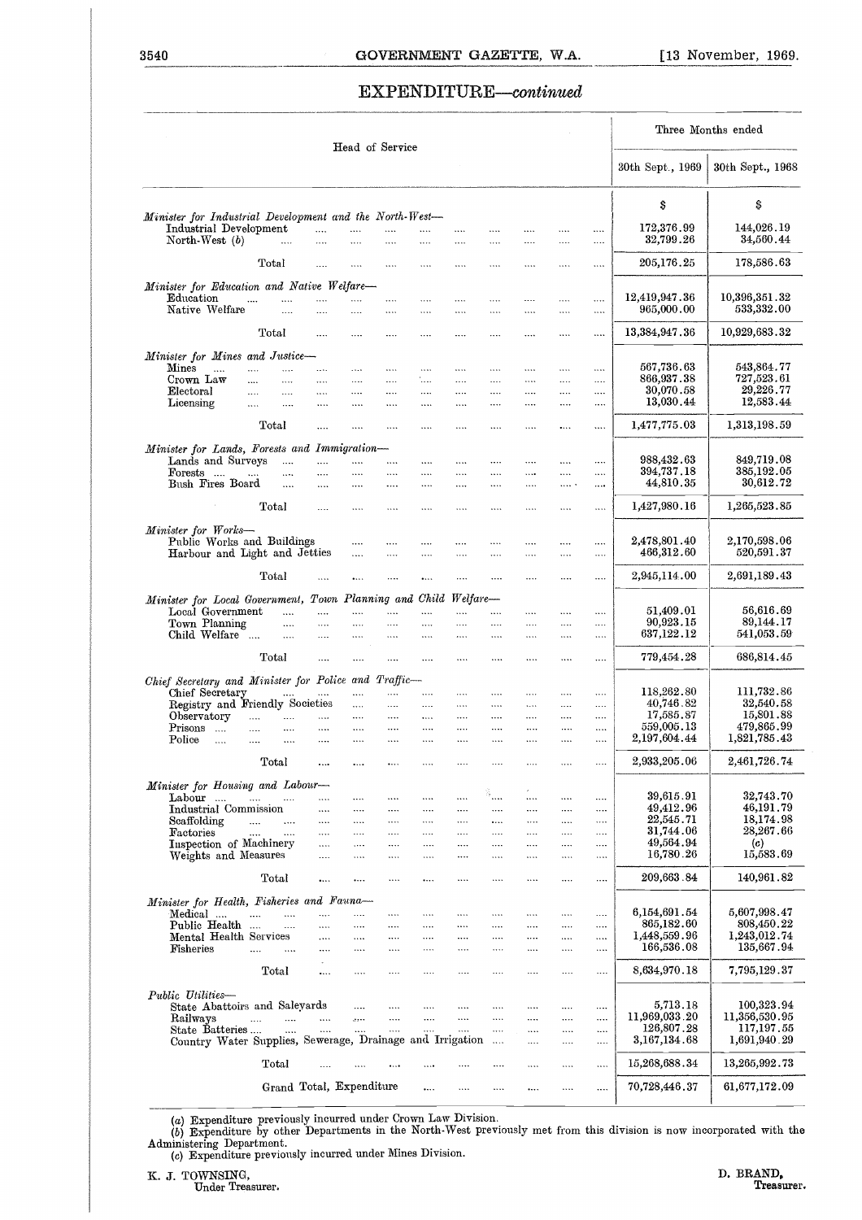## EXPENDITURE—*continued*

| Head of Service | Three Months ended | |
|---|---|---|
| | 30th Sept., 1969 | 30th Sept., 1968 |
| | $ | $ |
| *Minister for Industrial Development and the North-West—* | | |
| Industrial Development | 172,376.99 | 144,026.19 |
| North-West (b) | 32,799.26 | 34,560.44 |
| Total | 205,176.25 | 178,586.63 |
| *Minister for Education and Native Welfare—* | | |
| Education | 12,419,947.36 | 10,396,351.32 |
| Native Welfare | 965,000.00 | 533,332.00 |
| Total | 13,384,947.36 | 10,929,683.32 |
| *Minister for Mines and Justice—* | | |
| Mines | 567,736.63 | 543,864.77 |
| Crown Law | 866,937.38 | 727,523.61 |
| Electoral | 30,070.58 | 29,226.77 |
| Licensing | 13,030.44 | 12,583.44 |
| Total | 1,477,775.03 | 1,313,198.59 |
| *Minister for Lands, Forests and Immigration—* | | |
| Lands and Surveys | 988,432.63 | 849,719.08 |
| Forests | 394,737.18 | 385,192.05 |
| Bush Fires Board | 44,810.35 | 30,612.72 |
| Total | 1,427,980.16 | 1,265,523.85 |
| *Minister for Works—* | | |
| Public Works and Buildings | 2,478,801.40 | 2,170,598.06 |
| Harbour and Light and Jetties | 466,312.60 | 520,591.37 |
| Total | 2,945,114.00 | 2,691,189.43 |
| *Minister for Local Government, Town Planning and Child Welfare—* | | |
| Local Government | 51,409.01 | 56,616.69 |
| Town Planning | 90,923.15 | 89,144.17 |
| Child Welfare | 637,122.12 | 541,053.59 |
| Total | 779,454.28 | 686,814.45 |
| *Chief Secretary and Minister for Police and Traffic—* | | |
| Chief Secretary | 118,262.80 | 111,732.86 |
| Registry and Friendly Societies | 40,746.82 | 32,540.58 |
| Observatory | 17,585.87 | 15,801.88 |
| Prisons | 559,005.13 | 479,865.99 |
| Police | 2,197,604.44 | 1,821,785.43 |
| Total | 2,933,205.06 | 2,461,726.74 |
| *Minister for Housing and Labour—* | | |
| Labour | 39,615.91 | 32,743.70 |
| Industrial Commission | 49,412.96 | 46,191.79 |
| Scaffolding | 22,545.71 | 18,174.98 |
| Factories | 31,744.06 | 28,267.66 |
| Inspection of Machinery | 49,564.94 | (c) |
| Weights and Measures | 16,780.26 | 15,583.69 |
| Total | 209,663.84 | 140,961.82 |
| *Minister for Health, Fisheries and Fauna—* | | |
| Medical | 6,154,691.54 | 5,607,998.47 |
| Public Health | 865,182.60 | 808,450.22 |
| Mental Health Services | 1,448,559.96 | 1,243,012.74 |
| Fisheries | 166,536.08 | 135,667.94 |
| Total | 8,634,970.18 | 7,795,129.37 |
| *Public Utilities—* | | |
| State Abattoirs and Saleyards | 5,713.18 | 100,323.94 |
| Railways | 11,969,033.20 | 11,356,530.95 |
| State Batteries | 126,807.28 | 117,197.55 |
| Country Water Supplies, Sewerage, Drainage and Irrigation | 3,167,134.68 | 1,691,940.29 |
| Total | 15,268,688.34 | 13,265,992.73 |
| Grand Total, Expenditure | 70,728,446.37 | 61,677,172.09 |

(a) Expenditure previously incurred under Crown Law Division.
(b) Expenditure by other Departments in the North-West previously met from this division is now incorporated with the Administering Department.
(c) Expenditure previously incurred under Mines Division.

K. J. TOWNSING,
Under Treasurer.

D. BRAND,
Treasurer.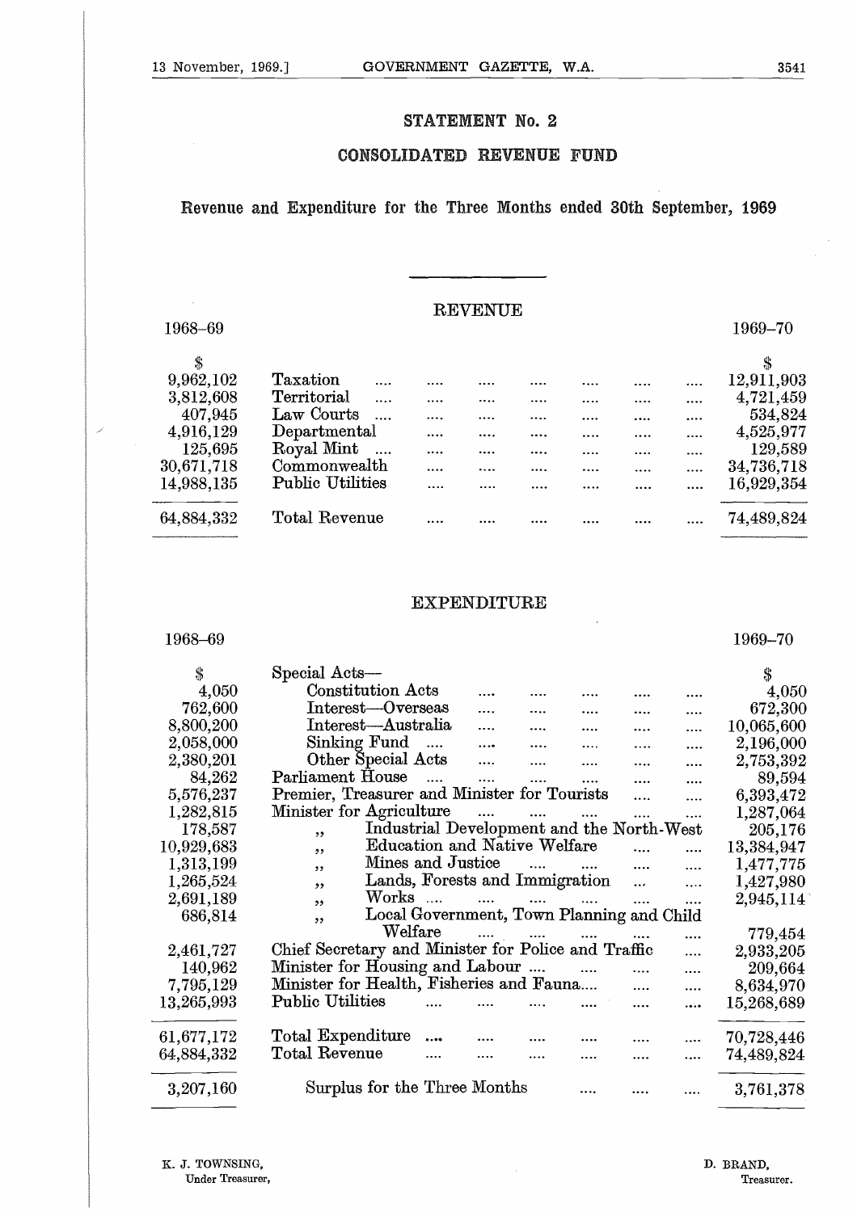## STATEMENT No. 2

## CONSOLIDATED REVENUE FUND

### Revenue and Expenditure for the Three Months ended 30th September, 1969

### REVENUE

| 1968–69 | | 1969–70 |
|---|---|---|
| $ | | $ |
| 9,962,102 | Taxation | 12,911,903 |
| 3,812,608 | Territorial | 4,721,459 |
| 407,945 | Law Courts | 534,824 |
| 4,916,129 | Departmental | 4,525,977 |
| 125,695 | Royal Mint | 129,589 |
| 30,671,718 | Commonwealth | 34,736,718 |
| 14,988,135 | Public Utilities | 16,929,354 |
| 64,884,332 | Total Revenue | 74,489,824 |

### EXPENDITURE

| 1968–69 | | 1969–70 |
|---|---|---|
| $ | Special Acts— | $ |
| 4,050 | Constitution Acts | 4,050 |
| 762,600 | Interest—Overseas | 672,300 |
| 8,800,200 | Interest—Australia | 10,065,600 |
| 2,058,000 | Sinking Fund | 2,196,000 |
| 2,380,201 | Other Special Acts | 2,753,392 |
| 84,262 | Parliament House | 89,594 |
| 5,576,237 | Premier, Treasurer and Minister for Tourists | 6,393,472 |
| 1,282,815 | Minister for Agriculture | 1,287,064 |
| 178,587 | ,, Industrial Development and the North-West | 205,176 |
| 10,929,683 | ,, Education and Native Welfare | 13,384,947 |
| 1,313,199 | ,, Mines and Justice | 1,477,775 |
| 1,265,524 | ,, Lands, Forests and Immigration | 1,427,980 |
| 2,691,189 | ,, Works | 2,945,114 |
| 686,814 | ,, Local Government, Town Planning and Child Welfare | 779,454 |
| 2,461,727 | Chief Secretary and Minister for Police and Traffic | 2,933,205 |
| 140,962 | Minister for Housing and Labour | 209,664 |
| 7,795,129 | Minister for Health, Fisheries and Fauna | 8,634,970 |
| 13,265,993 | Public Utilities | 15,268,689 |
| 61,677,172 | Total Expenditure | 70,728,446 |
| 64,884,332 | Total Revenue | 74,489,824 |
| 3,207,160 | Surplus for the Three Months | 3,761,378 |

K. J. TOWNSING,
Under Treasurer,

D. BRAND,
Treasurer.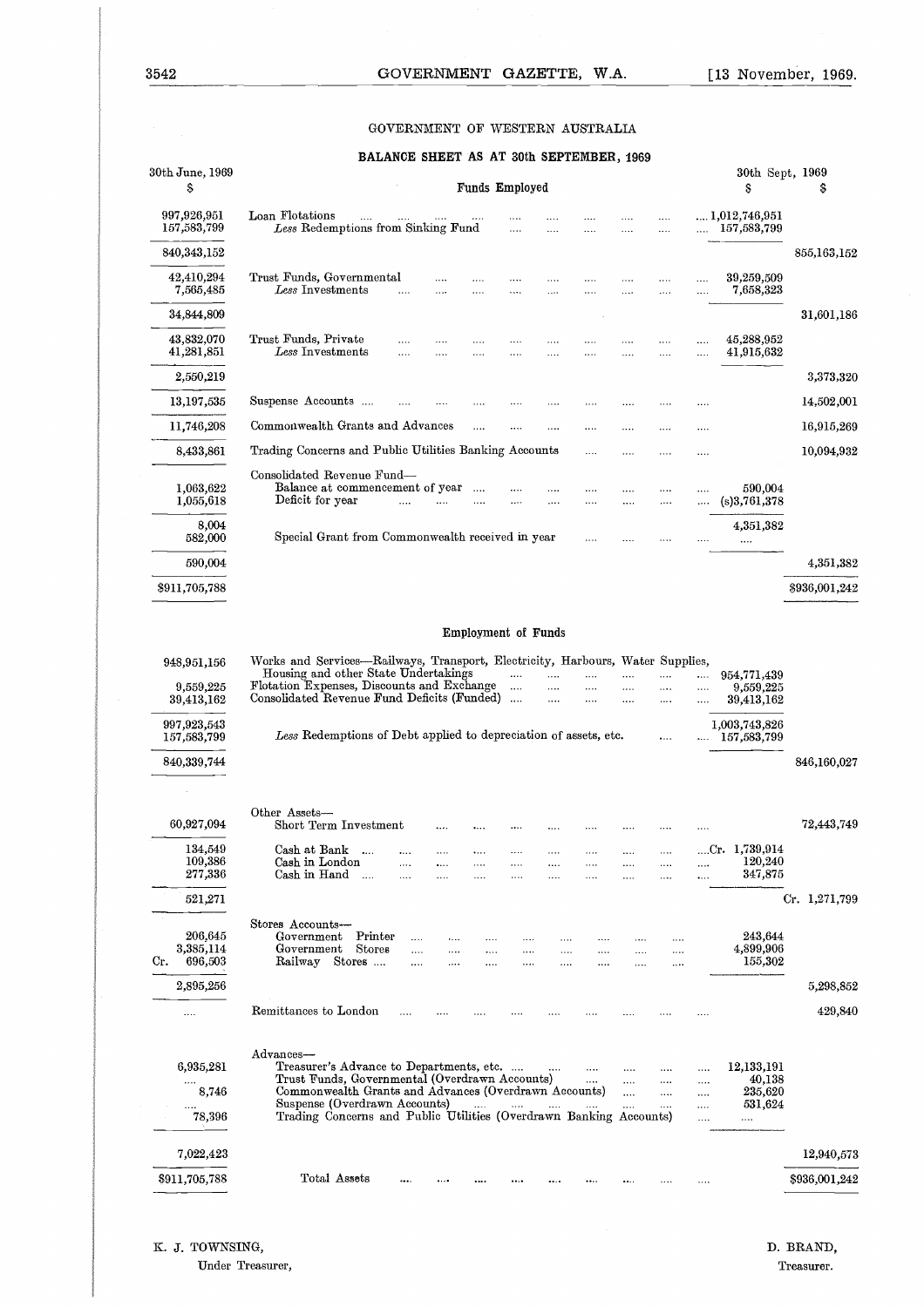## GOVERNMENT OF WESTERN AUSTRALIA

### BALANCE SHEET AS AT 30th SEPTEMBER, 1969

| 30th June, 1969 $ | Funds Employed | 30th Sept, 1969 $ | $ |
|---|---|---|---|
| 997,926,951 | Loan Flotations | 1,012,746,951 | |
| 157,583,799 | *Less* Redemptions from Sinking Fund | 157,583,799 | |
| 840,343,152 | | | 855,163,152 |
| 42,410,294 | Trust Funds, Governmental | 39,259,509 | |
| 7,565,485 | *Less* Investments | 7,658,323 | |
| 34,844,809 | | | 31,601,186 |
| 43,832,070 | Trust Funds, Private | 45,288,952 | |
| 41,281,851 | *Less* Investments | 41,915,632 | |
| 2,550,219 | | | 3,373,320 |
| 13,197,535 | Suspense Accounts | | 14,502,001 |
| 11,746,208 | Commonwealth Grants and Advances | | 16,915,269 |
| 8,433,861 | Trading Concerns and Public Utilities Banking Accounts | | 10,094,932 |
| | Consolidated Revenue Fund— | | |
| 1,063,622 | Balance at commencement of year | 590,004 | |
| 1,055,618 | Deficit for year | (s)3,761,378 | |
| 8,004 | | 4,351,382 | |
| 582,000 | Special Grant from Commonwealth received in year | .... | |
| 590,004 | | | 4,351,382 |
| $911,705,788 | | | $936,001,242 |

### Employment of Funds

| 30th June, 1969 $ | | 30th Sept, 1969 $ | $ |
|---|---|---|---|
| 948,951,156 | Works and Services—Railways, Transport, Electricity, Harbours, Water Supplies, Housing and other State Undertakings | 954,771,439 | |
| 9,559,225 | Flotation Expenses, Discounts and Exchange | 9,559,225 | |
| 39,413,162 | Consolidated Revenue Fund Deficits (Funded) | 39,413,162 | |
| 997,923,543 | | 1,003,743,826 | |
| 157,583,799 | *Less* Redemptions of Debt applied to depreciation of assets, etc. | 157,583,799 | |
| 840,339,744 | | | 846,160,027 |
| | Other Assets— | | |
| 60,927,094 | Short Term Investment | | 72,443,749 |
| 134,549 | Cash at Bank | Cr. 1,739,914 | |
| 109,386 | Cash in London | 120,240 | |
| 277,336 | Cash in Hand | 347,875 | |
| 521,271 | | | Cr. 1,271,799 |
| | Stores Accounts— | | |
| 206,645 | Government Printer | 243,644 | |
| 3,385,114 | Government Stores | 4,899,906 | |
| Cr. 696,503 | Railway Stores | 155,302 | |
| 2,895,256 | | | 5,298,852 |
| .... | Remittances to London | | 429,840 |
| | Advances— | | |
| 6,935,281 | Treasurer's Advance to Departments, etc. | 12,133,191 | |
| .... | Trust Funds, Governmental (Overdrawn Accounts) | 40,138 | |
| 8,746 | Commonwealth Grants and Advances (Overdrawn Accounts) | 235,620 | |
| .... | Suspense (Overdrawn Accounts) | 531,624 | |
| 78,396 | Trading Concerns and Public Utilities (Overdrawn Banking Accounts) | .... | |
| 7,022,423 | | | 12,940,573 |
| $911,705,788 | Total Assets | | $936,001,242 |

K. J. TOWNSING,
Under Treasurer,

D. BRAND,
Treasurer.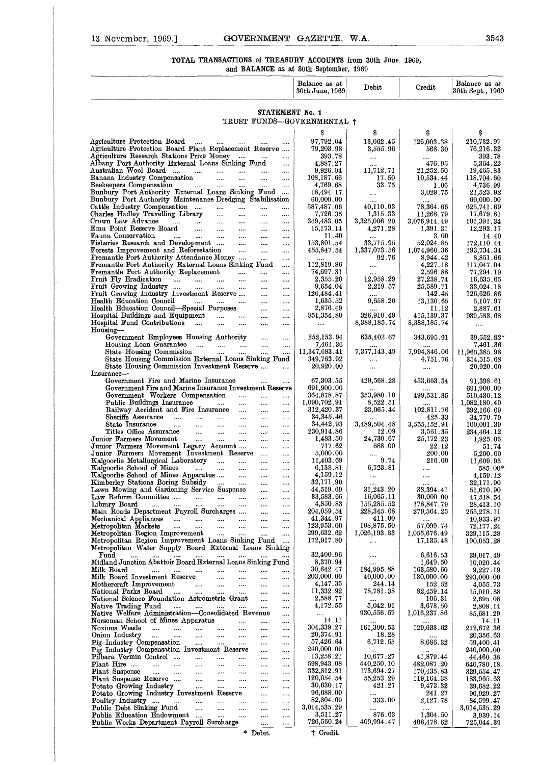## TOTAL TRANSACTIONS of TREASURY ACCOUNTS from 30th June, 1969, and BALANCE as at 30th September, 1969

### STATEMENT No. 1

TRUST FUNDS—GOVERNMENTAL †

| | Balance as at 30th June, 1969 | Debit | Credit | Balance as at 30th Sept., 1969 |
|---|---|---|---|---|
| | $ | $ | $ | $ |
| Agriculture Protection Board | 97,792.04 | 13,062.45 | 126,003.38 | 210,732.97 |
| Agriculture Protection Board Plant Replacement Reserve | 79,203.98 | 3,555.96 | 568.30 | 76,216.32 |
| Agriculture Research Stations Prize Money | 393.78 | .... | .... | 393.78 |
| Albany Port Authority External Loans Sinking Fund | 4,887.27 | .... | 476.95 | 5,364.22 |
| Australian Wool Board | 9,926.04 | 11,712.71 | 21,252.50 | 19,465.83 |
| Banana Industry Compensation | 108,187.66 | 17.50 | 10,534.44 | 118,704.60 |
| Beekeepers Compensation | 4,769.68 | 33.75 | 1.06 | 4,736.99 |
| Bunbury Port Authority External Loans Sinking Fund | 18,494.17 | .... | 3,029.75 | 21,523.92 |
| Bunbury Port Authority Maintenance Dredging Stabilisation | 60,000.00 | .... | .... | 60,000.00 |
| Cattle Industry Compensation | 587,487.06 | 40,110.03 | 78,364.66 | 625,741.69 |
| Charles Hadley Travelling Library | 7,726.35 | 1,315.33 | 11,268.79 | 17,679.81 |
| Crown Law Advance | 349,483.05 | 3,325,006.20 | 3,076,914.49 | 101,391.34 |
| Emu Point Reserve Board | 15,173.14 | 4,271.28 | 1,391.31 | 12,293.17 |
| Fauna Conservation | 11.40 | .... | 3.00 | 14.40 |
| Fisheries Research and Development | 153,801.54 | 33,715.95 | 52,024.85 | 172,110.44 |
| Forests Improvement and Reforestation | 455,847.54 | 1,337,073.56 | 1,074,960.36 | 193,734.34 |
| Fremantle Port Authority Attendance Money | .... | 92.76 | 8,944.42 | 8,851.66 |
| Fremantle Port Authority External Loans Sinking Fund | 112,819.86 | .... | 4,227.18 | 117,047.04 |
| Fremantle Port Authority Replacement | 74,697.31 | .... | 2,596.88 | 77,294.19 |
| Fruit Fly Eradication | 2,355.20 | 12,958.29 | 27,238.74 | 16,635.65 |
| Fruit Growing Industry | 9,654.04 | 2,219.57 | 25,589.71 | 33,024.18 |
| Fruit Growing Industry Investment Reserve | 126,484.41 | .... | 142.45 | 126,626.86 |
| Health Education Council | 1,635.52 | 9,658.20 | 13,130.65 | 5,107.97 |
| Health Education Council—Special Purposes | 2,876.49 | .... | 11.12 | 2,887.61 |
| Hospital Buildings and Equipment | 851,354.80 | 326,910.49 | 415,139.37 | 939,583.68 |
| Hospital Fund Contributions | .... | 8,388,185.74 | 8,388,185.74 | .... |
| Housing— | | | | |
| Government Employees Housing Authority | 252,153.94 | 635,402.67 | 343,695.91 | 39,552.82* |
| Housing Loan Guarantee | 7,461.36 | .... | .... | 7,461.36 |
| State Housing Commission | 11,347,683.41 | 7,377,143.49 | 7,994,846.06 | 11,965,385.98 |
| State Housing Commission External Loans Sinking Fund | 349,763.92 | .... | 4,751.76 | 354,515.68 |
| State Housing Commission Investment Reserve | 20,920.00 | .... | .... | 20,920.00 |
| Insurance— | | | | |
| Government Fire and Marine Insurance | 67,303.55 | 429,568.28 | 453,663.34 | 91,398.61 |
| Government Fire and Marine Insurance Investment Reserve | 691,900.00 | .... | .... | 691,900.00 |
| Government Workers Compensation | 364,878.87 | 353,980.10 | 499,531.35 | 510,430.12 |
| Public Buildings Insurance | 1,090,702.91 | 8,522.51 | .... | 1,082,180.40 |
| Railway Accident and Fire Insurance | 312,420.37 | 23,065.44 | 102,811.76 | 392,166.69 |
| Sheriffs Assurance | 34,345.46 | .... | 425.33 | 34,770.79 |
| State Insurance | 34,442.93 | 3,489,504.48 | 3,555,152.94 | 100,091.39 |
| Titles Office Assurance | 230,914.86 | 12.09 | 3,561.35 | 234,464.12 |
| Junior Farmers Movement | 1,483.50 | 24,730.67 | 25,172.23 | 1,925.06 |
| Junior Farmers Movement Legacy Account | 717.62 | 688.00 | 22.12 | 51.74 |
| Junior Farmers Movement Investment Reserve | 5,000.00 | .... | 200.00 | 5,200.00 |
| Kalgoorlie Metallurgical Laboratory | 11,403.69 | 9.74 | 216.00 | 11,609.95 |
| Kalgoorlie School of Mines | 6,138.81 | 6,723.81 | .... | 585.00* |
| Kalgoorlie School of Mines Apparatus | 4,159.12 | .... | .... | 4,159.12 |
| Kimberley Stations Boring Subsidy | 32,171.90 | .... | .... | 32,171.90 |
| Lawn Mowing and Gardening Service Suspense | 44,519.69 | 31,243.20 | 38,394.41 | 51,670.90 |
| Law Reform Committee | 33,583.65 | 16,065.11 | 30,000.00 | 47,518.54 |
| Library Board | 4,850.83 | 155,285.52 | 178,847.79 | 28,413.10 |
| Main Roads Department Payroll Surcharges | 204,059.54 | 228,345.68 | 279,564.25 | 255,278.11 |
| Mechanical Appliances | 41,344.97 | 411.00 | .... | 40,933.97 |
| Metropolitan Markets | 123,953.00 | 108,875.50 | 57,099.74 | 72,177.24 |
| Metropolitan Region Improvement | 299,632.62 | 1,026,193.83 | 1,055,676.49 | 329,115.28 |
| Metropolitan Region Improvement Loans Sinking Fund | 172,917.80 | .... | 17,135.48 | 190,053.28 |
| Metropolitan Water Supply Board External Loans Sinking Fund | 32,400.96 | .... | 6,616.53 | 39,017.49 |
| Midland Junction Abattoir Board External Loans Sinking Fund | 8,370.94 | .... | 1,649.50 | 10,020.44 |
| Milk Board | 30,642.47 | 184,995.88 | 163,580.60 | 9,227.19 |
| Milk Board Investment Reserve | 203,000.00 | 40,000.00 | 130,000.00 | 293,000.00 |
| Mothercraft Improvement | 4,147.35 | 244.14 | 152.52 | 4,055.73 |
| National Parks Board | 11,332.92 | 78,781.38 | 82,459.14 | 15,010.68 |
| National Science Foundation Astrometric Grant | 2,588.77 | .... | 106.31 | 2,695.08 |
| Native Trading Fund | 4,172.55 | 5,042.91 | 3,678.50 | 2,808.14 |
| Native Welfare Administration—Consolidated Revenue | .... | 930,556.57 | 1,016,237.86 | 85,681.29 |
| Norseman School of Mines Apparatus | 14.11 | .... | .... | 14.11 |
| Noxious Weeds | 304,339.27 | 161,300.53 | 129,633.62 | 272,672.36 |
| Onion Industry | 20,374.91 | 18.28 | .... | 20,356.63 |
| Pig Industry Compensation | 57,426.64 | 6,712.55 | 8,686.32 | 59,400.41 |
| Pig Industry Compensation Investment Reserve | 240,000.00 | .... | .... | 240,000.00 |
| Pilbara Vermin Control | 13,258.21 | 10,677.27 | 41,879.44 | 44,460.38 |
| Plant Hire | 598,943.08 | 440,250.10 | 482,087.20 | 640,780.18 |
| Plant Suspense | 332,812.91 | 173,694.27 | 170,435.83 | 329,554.47 |
| Plant Suspense Reserve | 120,054.54 | 55,253.29 | 119,164.38 | 183,965.63 |
| Potato Growing Industry | 30,630.17 | 421.27 | 9,473.32 | 39,682.22 |
| Potato Growing Industry Investment Reserve | 96,688.00 | .... | 241.27 | 96,929.27 |
| Poultry Industry | 82,804.69 | 333.00 | 2,127.78 | 84,599.47 |
| Public Debt Sinking Fund | 3,014,535.29 | .... | .... | 3,014,535.29 |
| Public Education Endowment | 3,511.27 | 876.63 | 1,304.50 | 3,939.14 |
| Public Works Department Payroll Surcharge | 726,560.24 | 409,994.47 | 408,478.62 | 725,044.39 |

\* Debit. † Credit.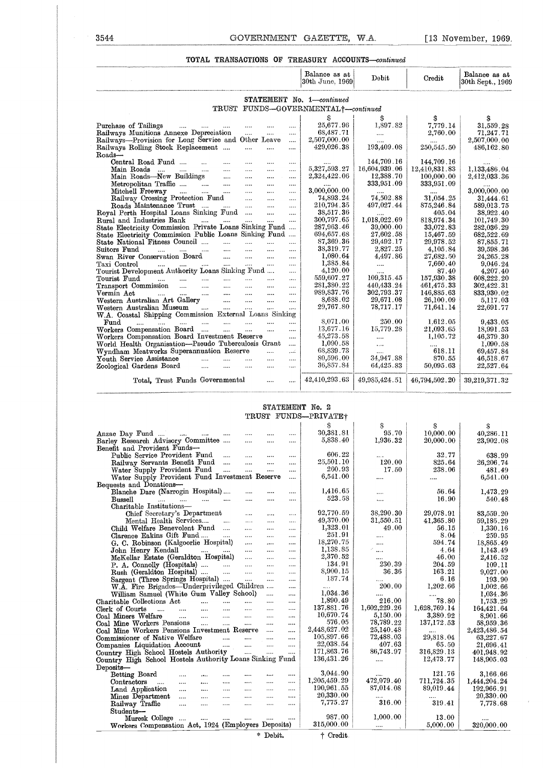## TOTAL TRANSACTIONS OF TREASURY ACCOUNTS—*continued*

### STATEMENT No. 1—*continued*

#### TRUST FUNDS—GOVERNMENTAL†—*continued*

| | Balance as at 30th June, 1969 | Debit | Credit | Balance as at 30th Sept., 1969 |
|---|---|---|---|---|
| | $ | $ | $ | $ |
| Purchase of Tailings | 25,677.96 | 1,897.82 | 7,779.14 | 31,559.28 |
| Railways Munitions Annexe Depreciation | 68,487.71 | .... | 2,760.00 | 71,247.71 |
| Railways—Provision for Long Service and Other Leave | 2,507,000.00 | .... | .... | 2,507,000.00 |
| Railways Rolling Stock Replacement | 429,026.38 | 193,409.08 | 250,545.50 | 486,162.80 |
| Roads— | | | | |
| Central Road Fund | .... | 144,709.16 | 144,709.16 | .... |
| Main Roads | 5,327,593.27 | 16,604,939.06 | 12,410,831.83 | 1,133,486.04 |
| Main Roads—New Buildings | 2,324,422.06 | 12,388.70 | 100,000.00 | 2,412,033.36 |
| Metropolitan Traffic | .... | 333,951.09 | 333,951.09 | .... |
| Mitchell Freeway | 3,000,000.00 | .... | .... | 3,000,000.00 |
| Railway Crossing Protection Fund | 74,893.24 | 74,502.88 | 31,054.25 | 31,444.61 |
| Roads Maintenance Trust | 210,794.35 | 497,027.44 | 875,246.84 | 589,013.75 |
| Royal Perth Hospital Loans Sinking Fund | 38,517.36 | .... | 405.04 | 38,922.40 |
| Rural and Industries Bank | 300,797.65 | 1,018,022.69 | 818,974.34 | 101,749.30 |
| State Electricity Commission Private Loans Sinking Fund | 287,963.46 | 39,000.00 | 33,072.83 | 282,036.29 |
| State Electricity Commission Public Loans Sinking Fund | 694,657.68 | 27,602.58 | 15,467.59 | 682,522.69 |
| State National Fitness Council | 87,369.36 | 29,492.17 | 29,978.52 | 87,855.71 |
| Suitors Fund | 38,319.77 | 2,827.25 | 4,105.84 | 39,598.36 |
| Swan River Conservation Board | 1,080.64 | 4,497.86 | 27,682.50 | 24,265.28 |
| Taxi Control | 1,385.84 | .... | 7,660.40 | 9,046.24 |
| Tourist Development Authority Loans Sinking Fund | 4,120.00 | .... | 87.40 | 4,207.40 |
| Tourist Fund | 559,607.27 | 109,315.45 | 157,930.38 | 608,222.20 |
| Transport Commission | 281,380.22 | 440,433.24 | 461,475.33 | 302,422.31 |
| Vermin Act | 989,837.76 | 302,793.37 | 146,885.63 | 833,930.02 |
| Western Australian Art Gallery | 8,688.02 | 29,671.08 | 26,100.09 | 5,117.03 |
| Western Australian Museum | 29,767.80 | 78,717.17 | 71,641.14 | 22,691.77 |
| W.A. Coastal Shipping Commission External Loans Sinking Fund | 8,071.00 | 250.00 | 1,612.05 | 9,433.05 |
| Workers Compensation Board | 13,677.16 | 15,779.28 | 21,093.65 | 18,991.53 |
| Workers Compensation Board Investment Reserve | 45,273.58 | .... | 1,105.72 | 46,379.30 |
| World Health Organisation—Pseudo Tuberculosis Grant | 1,090.58 | .... | .... | 1,090.58 |
| Wyndham Meatworks Superannuation Reserve | 68,839.73 | .... | 618.11 | 69,457.84 |
| Youth Service Assistance | 80,596.00 | 34,947.88 | 870.55 | 46,518.67 |
| Zoological Gardens Board | 36,857.84 | 64,425.83 | 50,095.63 | 22,527.64 |
| Total, Trust Funds Governmental | 42,410,293.63 | 49,985,424.51 | 46,794,502.20 | 39,219,371.32 |

### STATEMENT No. 2

#### TRUST FUNDS—PRIVATE†

| | Balance as at 30th June, 1969 | Debit | Credit | Balance as at 30th Sept., 1969 |
|---|---|---|---|---|
| | $ | $ | $ | $ |
| Anzac Day Fund | 30,381.81 | 95.70 | 10,000.00 | 40,286.11 |
| Barley Research Advisory Committee | 5,838.40 | 1,936.32 | 20,000.00 | 23,902.08 |
| Benefit and Provident Funds— | | | | |
| Public Service Provident Fund | 606.22 | .... | 32.77 | 638.99 |
| Railway Servants Benefit Fund | 25,501.10 | 120.00 | 825.64 | 26,206.74 |
| Water Supply Provident Fund | 260.93 | 17.50 | 238.06 | 481.49 |
| Water Supply Provident Fund Investment Reserve | 6,541.00 | .... | .... | 6,541.00 |
| Bequests and Donations— | | | | |
| Blanche Dare (Narrogin Hospital) | 1,416.65 | .... | 56.64 | 1,473.29 |
| Bussell | 523.58 | .... | 16.90 | 540.48 |
| Charitable Institutions— | | | | |
| Chief Secretary's Department | 92,770.59 | 38,290.30 | 29,078.91 | 83,559.20 |
| Mental Health Services | 49,370.00 | 31,550.51 | 41,365.80 | 59,185.29 |
| Child Welfare Benevolent Fund | 1,323.01 | 49.00 | 56.15 | 1,330.16 |
| Clarence Eakins Gift Fund | 251.91 | .... | 8.04 | 259.95 |
| G. C. Robinson (Kalgoorlie Hospital) | 18,270.75 | .... | 594.74 | 18,865.49 |
| John Henry Kendall | 1,138.85 | .... | 4.64 | 1,143.49 |
| McKellar Estate (Geraldton Hospital) | 2,370.52 | .... | 46.00 | 2,416.52 |
| P. A. Connolly (Hospitals) | 134.91 | 230.39 | 204.59 | 109.11 |
| Rush (Geraldton Hospital) | 8,900.15 | 36.36 | 163.21 | 9,027.00 |
| Sargent (Three Springs Hospital) | 187.74 | .... | 6.16 | 193.90 |
| W.A. Fire Brigades—Underprivileged Children | .... | 200.00 | 1,202.66 | 1,002.66 |
| William Samuel (White Gum Valley School) | 1,034.36 | .... | .... | 1,034.36 |
| Charitable Collections Act | 1,890.49 | 216.00 | 78.80 | 1,753.29 |
| Clerk of Courts | 137,881.76 | 1,602,229.26 | 1,628,769.14 | 164,421.64 |
| Coal Miners Welfare | 10,670.74 | 5,150.00 | 3,380.92 | 8,901.66 |
| Coal Mine Workers Pensions | 576.05 | 78,789.22 | 137,172.53 | 58,959.36 |
| Coal Mine Workers Pensions Investment Reserve | 2,448,627.02 | 25,140.48 | .... | 2,423,486.54 |
| Commissioner of Native Welfare | 105,897.80 | 72,488.03 | 29,818.04 | 63,227.67 |
| Companies Liquidation Account | 22,038.54 | 407.63 | 65.50 | 21,696.41 |
| Country High School Hostels Authority | 171,863.76 | 86,743.97 | 316,829.13 | 401,948.92 |
| Country High School Hostels Authority Loans Sinking Fund | 136,431.26 | .... | 12,473.77 | 148,905.03 |
| Deposits— | | | | |
| Betting Board | 3,044.90 | .... | 121.76 | 3,166.66 |
| Contractors | 1,205,459.29 | 472,979.40 | 711,724.35 | 1,444,204.24 |
| Land Application | 190,961.55 | 87,014.08 | 89,019.44 | 192,966.91 |
| Mines Department | 20,330.00 | .... | .... | 20,330.00 |
| Railway Traffic | 7,775.27 | 316.00 | 319.41 | 7,778.68 |
| Students— | | | | |
| Muresk College | 987.00 | 1,000.00 | 13.00 | .... |
| Workers Compensation Act, 1924 (Employers Deposits) | 315,000.00 | .... | 5,000.00 | 320,000.00 |

\* Debit. † Credit.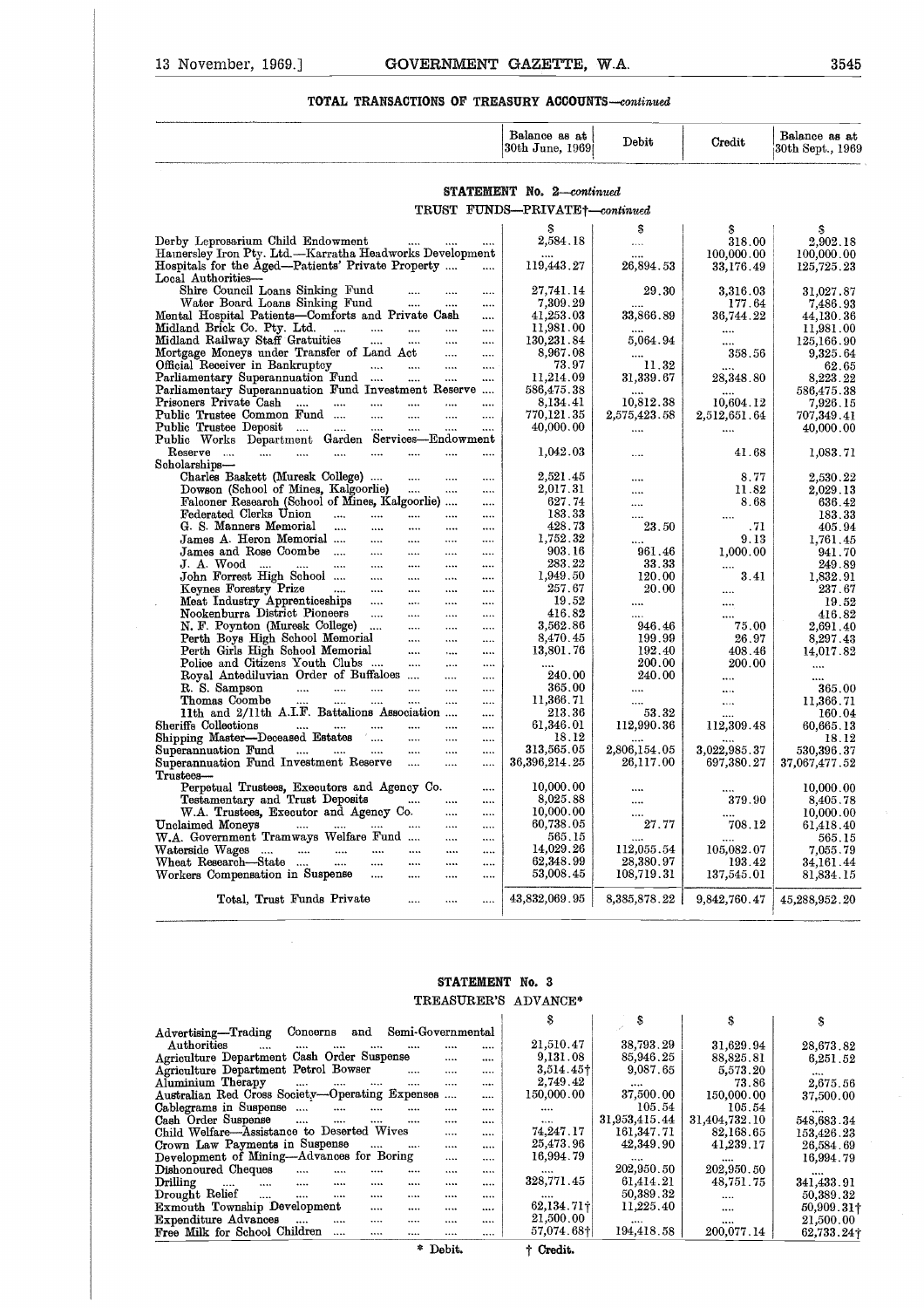## TOTAL TRANSACTIONS OF TREASURY ACCOUNTS—*continued*

### STATEMENT No. 2—*continued*

TRUST FUNDS—PRIVATE†—*continued*

| | Balance as at 30th June, 1969 | Debit | Credit | Balance as at 30th Sept., 1969 |
|---|---|---|---|---|
| | $ | $ | $ | $ |
| Derby Leprosarium Child Endowment | 2,584.18 | .... | 318.00 | 2,902.18 |
| Hamersley Iron Pty. Ltd.—Karratha Headworks Development | .... | .... | 100,000.00 | 100,000.00 |
| Hospitals for the Aged—Patients' Private Property | 119,443.27 | 26,894.53 | 33,176.49 | 125,725.23 |
| Local Authorities— | | | | |
| Shire Council Loans Sinking Fund | 27,741.14 | 29.30 | 3,316.03 | 31,027.87 |
| Water Board Loans Sinking Fund | 7,309.29 | .... | 177.64 | 7,486.93 |
| Mental Hospital Patients—Comforts and Private Cash | 41,253.03 | 33,866.89 | 36,744.22 | 44,130.36 |
| Midland Brick Co. Pty. Ltd. | 11,981.00 | .... | .... | 11,981.00 |
| Midland Railway Staff Gratuities | 130,231.84 | 5,064.94 | .... | 125,166.90 |
| Mortgage Moneys under Transfer of Land Act | 8,967.08 | .... | 358.56 | 9,325.64 |
| Official Receiver in Bankruptcy | 73.97 | 11.32 | .... | 62.65 |
| Parliamentary Superannuation Fund | 11,214.09 | 31,339.67 | 28,348.80 | 8,223.22 |
| Parliamentary Superannuation Fund Investment Reserve | 586,475.38 | .... | .... | 586,475.38 |
| Prisoners Private Cash | 8,134.41 | 10,812.38 | 10,604.12 | 7,926.15 |
| Public Trustee Common Fund | 770,121.35 | 2,575,423.58 | 2,512,651.64 | 707,349.41 |
| Public Trustee Deposit | 40,000.00 | .... | .... | 40,000.00 |
| Public Works Department Garden Services—Endowment Reserve | 1,042.03 | .... | 41.68 | 1,083.71 |
| Scholarships— | | | | |
| Charles Baskett (Muresk College) | 2,521.45 | .... | 8.77 | 2,530.22 |
| Dowson (School of Mines, Kalgoorlie) | 2,017.31 | .... | 11.82 | 2,029.13 |
| Falconer Research (School of Mines, Kalgoorlie) | 627.74 | .... | 8.68 | 636.42 |
| Federated Clerks Union | 183.33 | .... | .... | 183.33 |
| G. S. Manners Memorial | 428.73 | 23.50 | .71 | 405.94 |
| James A. Heron Memorial | 1,752.32 | .... | 9.13 | 1,761.45 |
| James and Rose Coombe | 903.16 | 961.46 | 1,000.00 | 941.70 |
| J. A. Wood | 283.22 | 33.33 | .... | 249.89 |
| John Forrest High School | 1,949.50 | 120.00 | 3.41 | 1,832.91 |
| Keynes Forestry Prize | 257.67 | 20.00 | .... | 237.67 |
| Meat Industry Apprenticeships | 19.52 | .... | .... | 19.52 |
| Nookenburra District Pioneers | 416.82 | .... | .... | 416.82 |
| N. F. Poynton (Muresk College) | 3,562.86 | 946.46 | 75.00 | 2,691.40 |
| Perth Boys High School Memorial | 8,470.45 | 199.99 | 26.97 | 8,297.43 |
| Perth Girls High School Memorial | 13,801.76 | 192.40 | 408.46 | 14,017.82 |
| Police and Citizens Youth Clubs | .... | 200.00 | 200.00 | .... |
| Royal Antediluvian Order of Buffaloes | 240.00 | 240.00 | .... | .... |
| R. S. Sampson | 365.00 | .... | .... | 365.00 |
| Thomas Coombe | 11,366.71 | .... | .... | 11,366.71 |
| 11th and 2/11th A.I.F. Battalions Association | 213.36 | 53.32 | .... | 160.04 |
| Sheriffs Collections | 61,346.01 | 112,990.36 | 112,309.48 | 60,665.13 |
| Shipping Master—Deceased Estates | 18.12 | .... | .... | 18.12 |
| Superannuation Fund | 313,565.05 | 2,806,154.05 | 3,022,985.37 | 530,396.37 |
| Superannuation Fund Investment Reserve | 36,396,214.25 | 26,117.00 | 697,380.27 | 37,067,477.52 |
| Trustees— | | | | |
| Perpetual Trustees, Executors and Agency Co. | 10,000.00 | .... | .... | 10,000.00 |
| Testamentary and Trust Deposits | 8,025.88 | .... | 379.90 | 8,405.78 |
| W.A. Trustees, Executor and Agency Co. | 10,000.00 | .... | .... | 10,000.00 |
| Unclaimed Moneys | 60,738.05 | 27.77 | 708.12 | 61,418.40 |
| W.A. Government Tramways Welfare Fund | 565.15 | .... | .... | 565.15 |
| Waterside Wages | 14,029.26 | 112,055.54 | 105,082.07 | 7,055.79 |
| Wheat Research—State | 62,348.99 | 28,380.97 | 193.42 | 34,161.44 |
| Workers Compensation in Suspense | 53,008.45 | 108,719.31 | 137,545.01 | 81,834.15 |
| Total, Trust Funds Private | 43,832,069.95 | 8,385,878.22 | 9,842,760.47 | 45,288,952.20 |

### STATEMENT No. 3

TREASURER'S ADVANCE*

| | $ | $ | $ | $ |
|---|---|---|---|---|
| Advertising—Trading Concerns and Semi-Governmental Authorities | 21,510.47 | 38,793.29 | 31,629.94 | 28,673.82 |
| Agriculture Department Cash Order Suspense | 9,131.08 | 85,946.25 | 88,825.81 | 6,251.52 |
| Agriculture Department Petrol Bowser | 3,514.45† | 9,087.65 | 5,573.20 | .... |
| Aluminium Therapy | 2,749.42 | .... | 73.86 | 2,675.56 |
| Australian Red Cross Society—Operating Expenses | 150,000.00 | 37,500.00 | 150,000.00 | 37,500.00 |
| Cablegrams in Suspense | .... | 105.54 | 105.54 | .... |
| Cash Order Suspense | .... | 31,953,415.44 | 31,404,732.10 | 548,683.34 |
| Child Welfare—Assistance to Deserted Wives | 74,247.17 | 161,347.71 | 82,168.65 | 153,426.23 |
| Crown Law Payments in Suspense | 25,473.96 | 42,349.90 | 41,239.17 | 26,584.69 |
| Development of Mining—Advances for Boring | 16,994.79 | .... | .... | 16,994.79 |
| Dishonoured Cheques | .... | 202,950.50 | 202,950.50 | .... |
| Drilling | 328,771.45 | 61,414.21 | 48,751.75 | 341,433.91 |
| Drought Relief | .... | 50,389.32 | .... | 50,389.32 |
| Exmouth Township Development | 62,134.71† | 11,225.40 | .... | 50,909.31† |
| Expenditure Advances | 21,500.00 | .... | .... | 21,500.00 |
| Free Milk for School Children | 57,074.68† | 194,418.58 | 200,077.14 | 62,733.24† |

\* Debit. † Credit.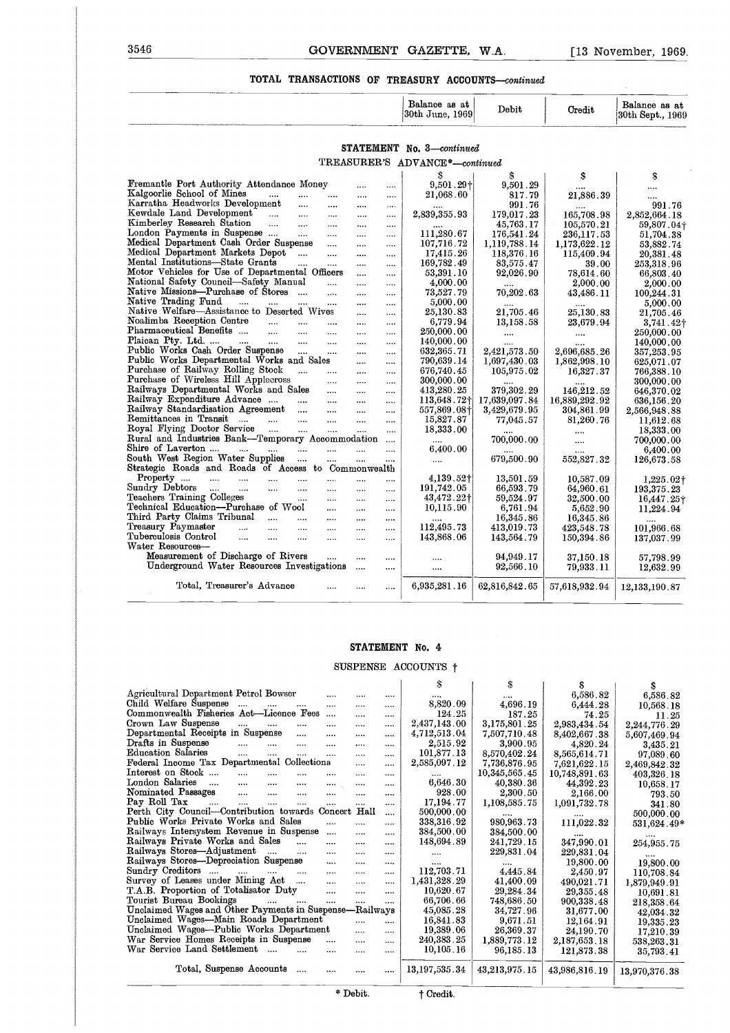## TOTAL TRANSACTIONS OF TREASURY ACCOUNTS—*continued*

### STATEMENT No. 3—*continued*

TREASURER'S ADVANCE*—*continued*

| | Balance as at 30th June, 1969 | Debit | Credit | Balance as at 30th Sept., 1969 |
|---|---|---|---|---|
| | $ | $ | $ | $ |
| Fremantle Port Authority Attendance Money | 9,501.29† | 9,501.29 | .... | .... |
| Kalgoorlie School of Mines | 21,068.60 | 817.79 | 21,886.39 | .... |
| Karratha Headworks Development | .... | 991.76 | .... | 991.76 |
| Kewdale Land Development | 2,839,355.93 | 179,017.23 | 165,708.98 | 2,852,664.18 |
| Kimberley Research Station | .... | 45,763.17 | 105,570.21 | 59,807.04† |
| London Payments in Suspense | 111,280.67 | 176,541.24 | 236,117.53 | 51,704.38 |
| Medical Department Cash Order Suspense | 107,716.72 | 1,119,788.14 | 1,173,622.12 | 53,882.74 |
| Medical Department Markets Depot | 17,415.26 | 118,376.16 | 115,409.94 | 20,381.48 |
| Mental Institutions—State Grants | 169,782.49 | 83,575.47 | 39.00 | 253,318.96 |
| Motor Vehicles for Use of Departmental Officers | 53,391.10 | 92,026.90 | 78,614.60 | 66,803.40 |
| National Safety Council—Safety Manual | 4,000.00 | .... | 2,000.00 | 2,000.00 |
| Native Missions—Purchase of Stores | 73,527.79 | 70,202.63 | 43,486.11 | 100,244.31 |
| Native Trading Fund | 5,000.00 | .... | .... | 5,000.00 |
| Native Welfare—Assistance to Deserted Wives | 25,130.83 | 21,705.46 | 25,130.83 | 21,705.46 |
| Noalimba Reception Centre | 6,779.94 | 13,158.58 | 23,679.94 | 3,741.42† |
| Pharmaceutical Benefits | 250,000.00 | .... | .... | 250,000.00 |
| Plaican Pty. Ltd. | 140,000.00 | .... | .... | 140,000.00 |
| Public Works Cash Order Suspense | 632,365.71 | 2,421,573.50 | 2,696,685.26 | 357,253.95 |
| Public Works Departmental Works and Sales | 790,639.14 | 1,697,430.03 | 1,862,998.10 | 625,071.07 |
| Purchase of Railway Rolling Stock | 676,740.45 | 105,975.02 | 16,327.37 | 766,388.10 |
| Purchase of Wireless Hill Applecross | 300,000.00 | .... | .... | 300,000.00 |
| Railways Departmental Works and Sales | 413,280.25 | 379,302.29 | 146,212.52 | 646,370.02 |
| Railway Expenditure Advance | 113,648.72† | 17,639,097.84 | 16,889,292.92 | 636,156.20 |
| Railway Standardisation Agreement | 557,869.08† | 3,429,679.95 | 304,861.99 | 2,566,948.88 |
| Remittances in Transit | 15,827.87 | 77,045.57 | 81,260.76 | 11,612.68 |
| Royal Flying Doctor Service | 18,333.00 | .... | .... | 18,333.00 |
| Rural and Industries Bank—Temporary Accommodation | .... | 700,000.00 | .... | 700,000.00 |
| Shire of Laverton | 6,400.00 | .... | .... | 6,400.00 |
| South West Region Water Supplies | .... | 679,500.90 | 552,827.32 | 126,673.58 |
| Strategic Roads and Roads of Access to Commonwealth Property | 4,139.52† | 13,501.59 | 10,587.09 | 1,225.02† |
| Sundry Debtors | 191,742.05 | 66,593.79 | 64,960.61 | 193,375.23 |
| Teachers Training Colleges | 43,472.22† | 59,524.97 | 32,500.00 | 16,447.25† |
| Technical Education—Purchase of Wool | 10,115.90 | 6,761.94 | 5,652.90 | 11,224.94 |
| Third Party Claims Tribunal | .... | 16,345.86 | 16,345.86 | .... |
| Treasury Paymaster | 112,495.73 | 413,019.73 | 423,548.78 | 101,966.68 |
| Tuberculosis Control | 143,868.06 | 143,564.79 | 150,394.86 | 137,037.99 |
| Water Resources— | | | | |
| Measurement of Discharge of Rivers | .... | 94,949.17 | 37,150.18 | 57,798.99 |
| Underground Water Resources Investigations | .... | 92,566.10 | 79,933.11 | 12,632.99 |
| Total, Treasurer's Advance | 6,935,281.16 | 62,816,842.65 | 57,618,932.94 | 12,133,190.87 |

### STATEMENT No. 4

SUSPENSE ACCOUNTS †

| | Balance as at 30th June, 1969 | Debit | Credit | Balance as at 30th Sept., 1969 |
|---|---|---|---|---|
| | $ | $ | $ | $ |
| Agricultural Department Petrol Bowser | .... | .... | 6,586.82 | 6,586.82 |
| Child Welfare Suspense | 8,820.09 | 4,696.19 | 6,444.28 | 10,568.18 |
| Commonwealth Fisheries Act—Licence Fees | 124.25 | 187.25 | 74.25 | 11.25 |
| Crown Law Suspense | 2,437,143.00 | 3,175,801.25 | 2,983,434.54 | 2,244,776.29 |
| Departmental Receipts in Suspense | 4,712,513.04 | 7,507,710.48 | 8,402,667.38 | 5,607,469.94 |
| Drafts in Suspense | 2,515.92 | 3,900.95 | 4,820.24 | 3,435.21 |
| Education Salaries | 101,877.13 | 8,570,402.24 | 8,565,614.71 | 97,089.60 |
| Federal Income Tax Departmental Collections | 2,585,097.12 | 7,736,876.95 | 7,621,622.15 | 2,469,842.32 |
| Interest on Stock | .... | 10,345,565.45 | 10,748,891.63 | 403,326.18 |
| London Salaries | 6,646.30 | 40,380.36 | 44,392.23 | 10,658.17 |
| Nominated Passages | 928.00 | 2,300.50 | 2,166.00 | 793.50 |
| Pay Roll Tax | 17,194.77 | 1,108,585.75 | 1,091,732.78 | 341.80 |
| Perth City Council—Contribution towards Concert Hall | 500,000.00 | .... | .... | 500,000.00 |
| Public Works Private Works and Sales | 338,316.92 | 980,963.73 | 111,022.32 | 531,624.49* |
| Railways Intersystem Revenue in Suspense | 384,500.00 | 384,500.00 | .... | .... |
| Railways Private Works and Sales | 148,694.89 | 241,729.15 | 347,990.01 | 254,955.75 |
| Railways Stores—Adjustment | .... | 229,831.04 | 229,831.04 | .... |
| Railways Stores—Depreciation Suspense | .... | .... | 19,800.00 | 19,800.00 |
| Sundry Creditors | 112,703.71 | 4,445.84 | 2,450.97 | 110,708.84 |
| Survey of Leases under Mining Act | 1,431,328.29 | 41,400.09 | 490,021.71 | 1,879,949.91 |
| T.A.B. Proportion of Totalisator Duty | 10,620.67 | 29,284.34 | 29,355.48 | 10,691.81 |
| Tourist Bureau Bookings | 66,706.66 | 748,686.50 | 900,338.48 | 218,358.64 |
| Unclaimed Wages and Other Payments in Suspense—Railways | 45,085.28 | 34,727.96 | 31,677.00 | 42,034.32 |
| Unclaimed Wages—Main Roads Department | 16,841.83 | 9,671.51 | 12,164.91 | 19,335.23 |
| Unclaimed Wages—Public Works Department | 19,389.06 | 26,369.37 | 24,190.70 | 17,210.39 |
| War Service Homes Receipts in Suspense | 240,383.25 | 1,889,773.12 | 2,187,653.18 | 538,263.31 |
| War Service Land Settlement | 10,105.16 | 96,185.13 | 121,873.38 | 35,793.41 |
| Total, Suspense Accounts | 13,197,535.34 | 43,213,975.15 | 43,986,816.19 | 13,970,376.38 |

\* Debit. † Credit.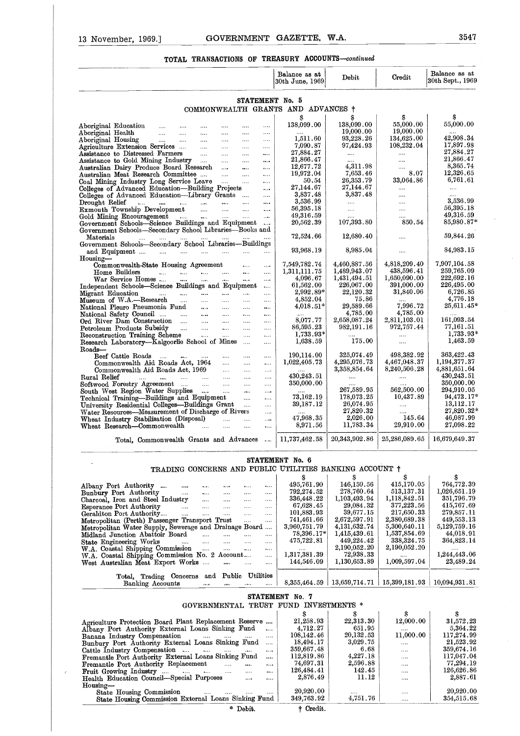## TOTAL TRANSACTIONS OF TREASURY ACCOUNTS—*continued*

### STATEMENT No. 5

#### COMMONWEALTH GRANTS AND ADVANCES †

| | Balance as at 30th June, 1969 | Debit | Credit | Balance as at 30th Sept., 1969 |
|---|---|---|---|---|
| | $ | $ | $ | $ |
| Aboriginal Education | 138,099.00 | 138,099.00 | 55,000.00 | 55,000.00 |
| Aboriginal Health | .... | 19,000.00 | 19,000.00 | .... |
| Aboriginal Housing | 1,511.60 | 93,228.26 | 134,625.00 | 42,908.34 |
| Agriculture Extension Services | 7,090.87 | 97,424.93 | 108,232.04 | 17,897.98 |
| Assistance to Distressed Farmers | 27,884.27 | .... | .... | 27,884.27 |
| Assistance to Gold Mining Industry | 21,866.47 | .... | .... | 21,866.47 |
| Australian Dairy Produce Board Research | 12,677.72 | 4,311.98 | .... | 8,365.74 |
| Australian Meat Research Committee | 19,972.04 | 7,653.46 | 8.07 | 12,326.65 |
| Coal Mining Industry Long Service Leave | 50.54 | 26,353.79 | 33,064.86 | 6,761.61 |
| Colleges of Advanced Education—Building Projects | 27,144.67 | 27,144.67 | .... | .... |
| Colleges of Advanced Education—Library Grants | 3,837.48 | 3,837.48 | .... | .... |
| Drought Relief | 3,536.99 | .... | .... | 3,536.99 |
| Exmouth Township Development | 56,395.18 | .... | .... | 56,395.18 |
| Gold Mining Encouragement | 49,316.59 | .... | .... | 49,316.59 |
| Government Schools—Science Buildings and Equipment | 20,562.39 | 107,393.80 | 850.54 | 85,980.87* |
| Government Schools—Secondary School Libraries—Books and Materials | 72,524.66 | 12,680.40 | .... | 59,844.26 |
| Government Schools—Secondary School Libraries—Buildings and Equipment | 93,968.19 | 8,985.04 | .... | 84,983.15 |
| Housing— | | | | |
| Commonwealth-State Housing Agreement | 7,549,782.74 | 4,460,887.56 | 4,818,209.40 | 7,907,104.58 |
| Home Builders | 1,311,111.75 | 1,489,943.07 | 438,596.41 | 259,765.09 |
| War Service Homes | 4,096.67 | 1,431,494.51 | 1,650,090.00 | 222,692.16 |
| Independent Schools—Science Buildings and Equipment | 61,562.00 | 226,067.00 | 391,000.00 | 226,495.00 |
| Migrant Education | 2,992.89* | 22,120.32 | 31,840.06 | 6,726.85 |
| Museum of W.A.—Research | 4,852.04 | 75.86 | .... | 4,776.18 |
| National Pleuro Pneumonia Fund | 4,018.51* | 29,589.66 | 7,996.72 | 25,611.45* |
| National Safety Council | .... | 4,785.00 | 4,785.00 | .... |
| Ord River Dam Construction | 8,077.77 | 2,658,087.24 | 2,811,103.01 | 161,093.54 |
| Petroleum Products Subsidy | 86,595.23 | 982,191.16 | 972,757.44 | 77,161.51 |
| Reconstruction Training Scheme | 1,733.93* | .... | .... | 1,733.93* |
| Research Laboratory—Kalgoorlie School of Mines | 1,638.59 | 175.00 | .... | 1,463.59 |
| Roads— | | | | |
| Beef Cattle Roads | 190,114.00 | 325,074.49 | 498,382.92 | 363,422.43 |
| Commonwealth Aid Roads Act, 1964 | 1,022,405.73 | 4,295,076.73 | 4,467,048.37 | 1,194,377.37 |
| Commonwealth Aid Roads Act, 1969 | .... | 3,358,854.64 | 8,240,506.28 | 4,881,651.64 |
| Rural Relief | 430,243.51 | .... | .... | 430,243.51 |
| Softwood Forestry Agreement | 350,000.00 | .... | .... | 350,000.00 |
| South West Region Water Supplies | .... | 267,589.95 | 562,500.00 | 294,910.05 |
| Technical Training—Buildings and Equipment | 73,162.19 | 178,073.25 | 10,437.89 | 94,473.17* |
| University Residential Colleges—Buildings Grant | 39,187.12 | 26,074.95 | .... | 13,112.17 |
| Water Resources—Measurement of Discharge of Rivers | .... | 27,820.32 | .... | 27,820.32* |
| Wheat Industry Stabilisation (Disposal) | 47,968.35 | 2,026.00 | 145.64 | 46,087.99 |
| Wheat Research—Commonwealth | 8,971.56 | 11,783.34 | 29,910.00 | 27,098.22 |
| Total, Commonwealth Grants and Advances | 11,737,462.58 | 20,343,902.86 | 25,286,089.65 | 16,679,649.37 |

### STATEMENT No. 6

#### TRADING CONCERNS AND PUBLIC UTILITIES BANKING ACCOUNT †

| | Balance as at 30th June, 1969 | Debit | Credit | Balance as at 30th Sept., 1969 |
|---|---|---|---|---|
| | $ | $ | $ | $ |
| Albany Port Authority | 495,761.90 | 146,159.56 | 415,170.05 | 764,772.39 |
| Bunbury Port Authority | 792,274.52 | 278,760.64 | 513,137.31 | 1,026,651.19 |
| Charcoal, Iron and Steel Industry | 336,448.22 | 1,103,493.94 | 1,118,842.51 | 351,796.79 |
| Esperance Port Authority | 67,628.45 | 29,084.32 | 377,223.56 | 415,767.69 |
| Geraldton Port Authority | 101,883.93 | 39,677.15 | 217,650.33 | 279,857.11 |
| Metropolitan (Perth) Passenger Transport Trust | 741,461.66 | 2,672,597.91 | 2,380,689.38 | 449,553.13 |
| Metropolitan Water Supply, Sewerage and Drainage Board | 3,960,751.79 | 4,131,632.74 | 5,300,640.11 | 5,129,759.16 |
| Midland Junction Abattoir Board | 78,396.17* | 1,415,439.61 | 1,537,854.69 | 44,018.91 |
| State Engineering Works | 475,722.81 | 449,224.42 | 338,324.75 | 364,823.14 |
| W.A. Coastal Shipping Commission | .... | 2,190,052.20 | 2,190,052.20 | .... |
| W.A. Coastal Shipping Commission No. 2 Account | 1,317,381.39 | 72,938.33 | .... | 1,244,443.06 |
| West Australian Meat Export Works | 144,546.09 | 1,130,653.89 | 1,009,597.04 | 23,489.24 |
| Total, Trading Concerns and Public Utilities Banking Accounts | 8,355,464.59 | 13,659,714.71 | 15,399,181.93 | 10,094,931.81 |

### STATEMENT No. 7

#### GOVERNMENTAL TRUST FUND INVESTMENTS *

| | Balance as at 30th June, 1969 | Debit | Credit | Balance as at 30th Sept., 1969 |
|---|---|---|---|---|
| | $ | $ | $ | $ |
| Agriculture Protection Board Plant Replacement Reserve | 21,258.93 | 22,313.30 | 12,000.00 | 31,572.23 |
| Albany Port Authority External Loans Sinking Fund | 4,712.27 | 651.95 | .... | 5,364.22 |
| Banana Industry Compensation | 108,142.46 | 20,132.53 | 11,000.00 | 117,274.99 |
| Bunbury Port Authority External Loans Sinking Fund | 18,494.17 | 3,029.75 | .... | 21,523.92 |
| Cattle Industry Compensation | 359,667.48 | 6.68 | .... | 359,674.16 |
| Fremantle Port Authority External Loans Sinking Fund | 112,819.86 | 4,227.18 | .... | 117,047.04 |
| Fremantle Port Authority Replacement | 74,697.31 | 2,596.88 | .... | 77,294.19 |
| Fruit Growing Industry | 126,484.41 | 142.45 | .... | 126,626.86 |
| Health Education Council—Special Purposes | 2,876.49 | 11.12 | .... | 2,887.61 |
| Housing— | | | | |
| State Housing Commission | 20,920.00 | .... | .... | 20,920.00 |
| State Housing Commission External Loans Sinking Fund | 349,763.92 | 4,751.76 | .... | 354,515.68 |

\* Debit. † Credit.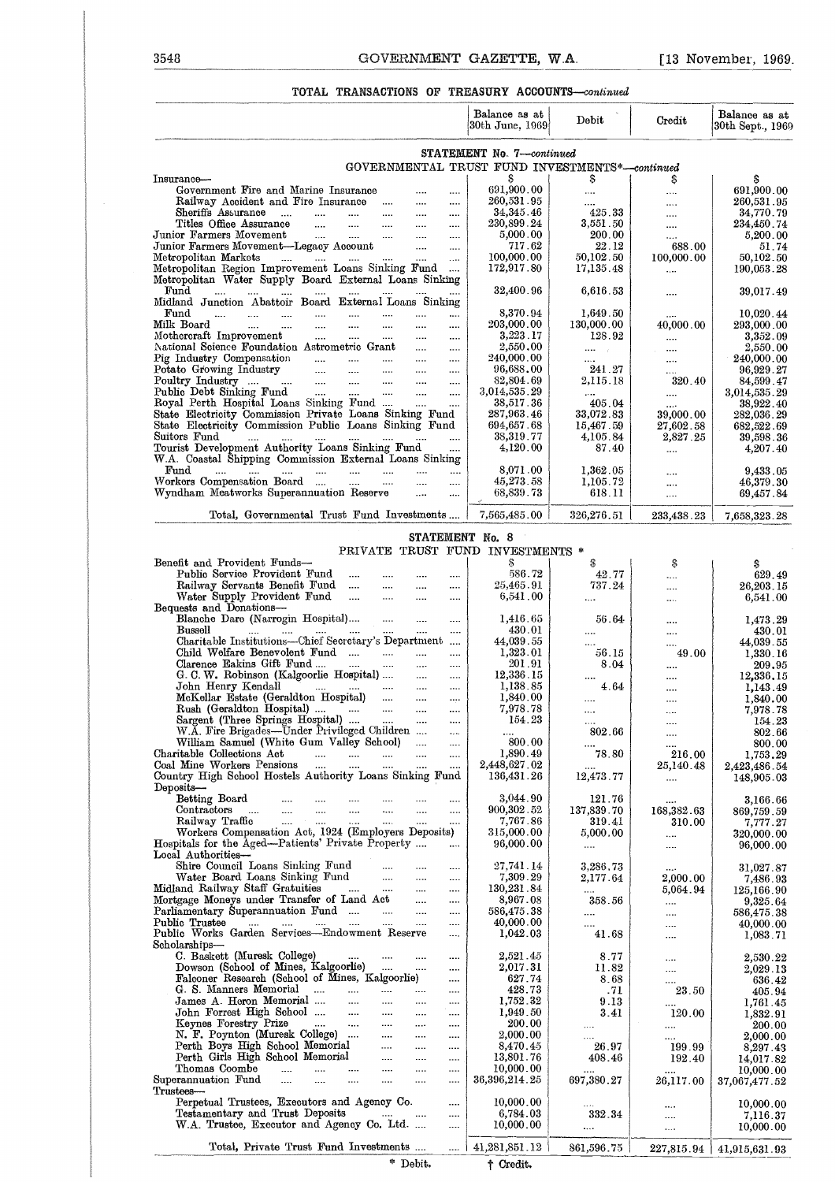## TOTAL TRANSACTIONS OF TREASURY ACCOUNTS—*continued*

### STATEMENT No. 7—*continued*

GOVERNMENTAL TRUST FUND INVESTMENTS*—*continued*

| | Balance as at 30th June, 1969 | Debit | Credit | Balance as at 30th Sept., 1969 |
|---|---|---|---|---|
| | $ | $ | $ | $ |
| Insurance— | | | | |
| Government Fire and Marine Insurance | 691,900.00 | .... | .... | 691,900.00 |
| Railway Accident and Fire Insurance | 260,531.95 | .... | .... | 260,531.95 |
| Sheriffs Assurance | 34,345.46 | 425.33 | .... | 34,770.79 |
| Titles Office Assurance | 230,899.24 | 3,551.50 | .... | 234,450.74 |
| Junior Farmers Movement | 5,000.00 | 200.00 | .... | 5,200.00 |
| Junior Farmers Movement—Legacy Account | 717.62 | 22.12 | 688.00 | 51.74 |
| Metropolitan Markets | 100,000.00 | 50,102.50 | 100,000.00 | 50,102.50 |
| Metropolitan Region Improvement Loans Sinking Fund | 172,917.80 | 17,135.48 | .... | 190,053.28 |
| Metropolitan Water Supply Board External Loans Sinking Fund | 32,400.96 | 6,616.53 | .... | 39,017.49 |
| Midland Junction Abattoir Board External Loans Sinking Fund | 8,370.94 | 1,649.50 | .... | 10,020.44 |
| Milk Board | 203,000.00 | 130,000.00 | 40,000.00 | 293,000.00 |
| Mothercraft Improvement | 3,223.17 | 128.92 | .... | 3,352.09 |
| National Science Foundation Astrometric Grant | 2,550.00 | .... | .... | 2,550.00 |
| Pig Industry Compensation | 240,000.00 | .... | .... | 240,000.00 |
| Potato Growing Industry | 96,688.00 | 241.27 | .... | 96,929.27 |
| Poultry Industry | 82,804.69 | 2,115.18 | 320.40 | 84,599.47 |
| Public Debt Sinking Fund | 3,014,535.29 | .... | .... | 3,014,535.29 |
| Royal Perth Hospital Loans Sinking Fund | 38,517.36 | 405.04 | .... | 38,922.40 |
| State Electricity Commission Private Loans Sinking Fund | 287,963.46 | 33,072.83 | 39,000.00 | 282,036.29 |
| State Electricity Commission Public Loans Sinking Fund | 694,657.68 | 15,467.59 | 27,602.58 | 682,522.69 |
| Suitors Fund | 38,319.77 | 4,105.84 | 2,827.25 | 39,598.36 |
| Tourist Development Authority Loans Sinking Fund | 4,120.00 | 87.40 | .... | 4,207.40 |
| W.A. Coastal Shipping Commission External Loans Sinking Fund | 8,071.00 | 1,362.05 | .... | 9,433.05 |
| Workers Compensation Board | 45,273.58 | 1,105.72 | .... | 46,379.30 |
| Wyndham Meatworks Superannuation Reserve | 68,839.73 | 618.11 | .... | 69,457.84 |
| Total, Governmental Trust Fund Investments | 7,565,485.00 | 326,276.51 | 233,438.23 | 7,658,323.28 |

### STATEMENT No. 8

PRIVATE TRUST FUND INVESTMENTS *

| | Balance as at 30th June, 1969 | Debit | Credit | Balance as at 30th Sept., 1969 |
|---|---|---|---|---|
| | $ | $ | $ | $ |
| Benefit and Provident Funds— | | | | |
| Public Service Provident Fund | 586.72 | 42.77 | .... | 629.49 |
| Railway Servants Benefit Fund | 25,465.91 | 737.24 | .... | 26,203.15 |
| Water Supply Provident Fund | 6,541.00 | .... | .... | 6,541.00 |
| Bequests and Donations— | | | | |
| Blanche Dare (Narrogin Hospital) | 1,416.65 | 56.64 | .... | 1,473.29 |
| Bussell | 430.01 | .... | .... | 430.01 |
| Charitable Institutions—Chief Secretary's Department | 44,039.55 | .... | .... | 44,039.55 |
| Child Welfare Benevolent Fund | 1,323.01 | 56.15 | 49.00 | 1,330.16 |
| Clarence Eakins Gift Fund | 201.91 | 8.04 | .... | 209.95 |
| G. C. W. Robinson (Kalgoorlie Hospital) | 12,336.15 | .... | .... | 12,336.15 |
| John Henry Kendall | 1,138.85 | 4.64 | .... | 1,143.49 |
| McKellar Estate (Geraldton Hospital) | 1,840.00 | .... | .... | 1,840.00 |
| Rush (Geraldton Hospital) | 7,978.78 | .... | .... | 7,978.78 |
| Sargent (Three Springs Hospital) | 154.23 | .... | .... | 154.23 |
| W.A. Fire Brigades—Under Privileged Children | .... | 802.66 | .... | 802.66 |
| William Samuel (White Gum Valley School) | 800.00 | .... | .... | 800.00 |
| Charitable Collections Act | 1,890.49 | 78.80 | 216.00 | 1,753.29 |
| Coal Mine Workers Pensions | 2,448,627.02 | .... | 25,140.48 | 2,423,486.54 |
| Country High School Hostels Authority Loans Sinking Fund | 136,431.26 | 12,473.77 | .... | 148,905.03 |
| Deposits— | | | | |
| Betting Board | 3,044.90 | 121.76 | .... | 3,166.66 |
| Contractors | 900,302.52 | 137,839.70 | 168,382.63 | 869,759.59 |
| Railway Traffic | 7,767.86 | 319.41 | 310.00 | 7,777.27 |
| Workers Compensation Act, 1924 (Employers Deposits) | 315,000.00 | 5,000.00 | .... | 320,000.00 |
| Hospitals for the Aged—Patients' Private Property | 96,000.00 | .... | .... | 96,000.00 |
| Local Authorities— | | | | |
| Shire Council Loans Sinking Fund | 27,741.14 | 3,286.73 | .... | 31,027.87 |
| Water Board Loans Sinking Fund | 7,309.29 | 2,177.64 | 2,000.00 | 7,486.93 |
| Midland Railway Staff Gratuities | 130,231.84 | .... | 5,064.94 | 125,166.90 |
| Mortgage Moneys under Transfer of Land Act | 8,967.08 | 358.56 | .... | 9,325.64 |
| Parliamentary Superannuation Fund | 586,475.38 | .... | .... | 586,475.38 |
| Public Trustee | 40,000.00 | .... | .... | 40,000.00 |
| Public Works Garden Services—Endowment Reserve | 1,042.03 | 41.68 | .... | 1,083.71 |
| Scholarships— | | | | |
| C. Baskett (Muresk College) | 2,521.45 | 8.77 | .... | 2,530.22 |
| Dowson (School of Mines, Kalgoorlie) | 2,017.31 | 11.82 | .... | 2,029.13 |
| Falconer Research (School of Mines, Kalgoorlie) | 627.74 | 8.68 | .... | 636.42 |
| G. S. Manners Memorial | 428.73 | .71 | 23.50 | 405.94 |
| James A. Heron Memorial | 1,752.32 | 9.13 | .... | 1,761.45 |
| John Forrest High School | 1,949.50 | 3.41 | 120.00 | 1,832.91 |
| Keynes Forestry Prize | 200.00 | .... | .... | 200.00 |
| N. F. Poynton (Muresk College) | 2,000.00 | .... | .... | 2,000.00 |
| Perth Boys High School Memorial | 8,470.45 | 26.97 | 199.99 | 8,297.43 |
| Perth Girls High School Memorial | 13,801.76 | 408.46 | 192.40 | 14,017.82 |
| Thomas Coombe | 10,000.00 | .... | .... | 10,000.00 |
| Superannuation Fund | 36,396,214.25 | 697,380.27 | 26,117.00 | 37,067,477.52 |
| Trustees— | | | | |
| Perpetual Trustees, Executors and Agency Co. | 10,000.00 | .... | .... | 10,000.00 |
| Testamentary and Trust Deposits | 6,784.03 | 332.34 | .... | 7,116.37 |
| W.A. Trustee, Executor and Agency Co. Ltd. | 10,000.00 | .... | .... | 10,000.00 |
| Total, Private Trust Fund Investments | 41,281,851.12 | 861,596.75 | 227,815.94 | 41,915,631.93 |

\* Debit. † Credit.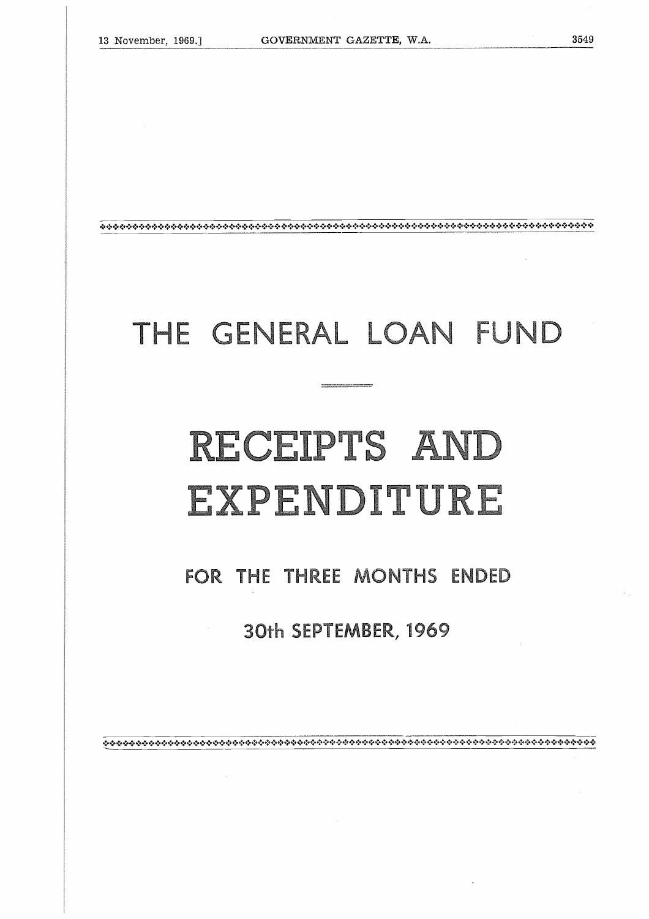# THE GENERAL LOAN FUND

# RECEIPTS AND EXPENDITURE

## FOR THE THREE MONTHS ENDED

## 30th SEPTEMBER, 1969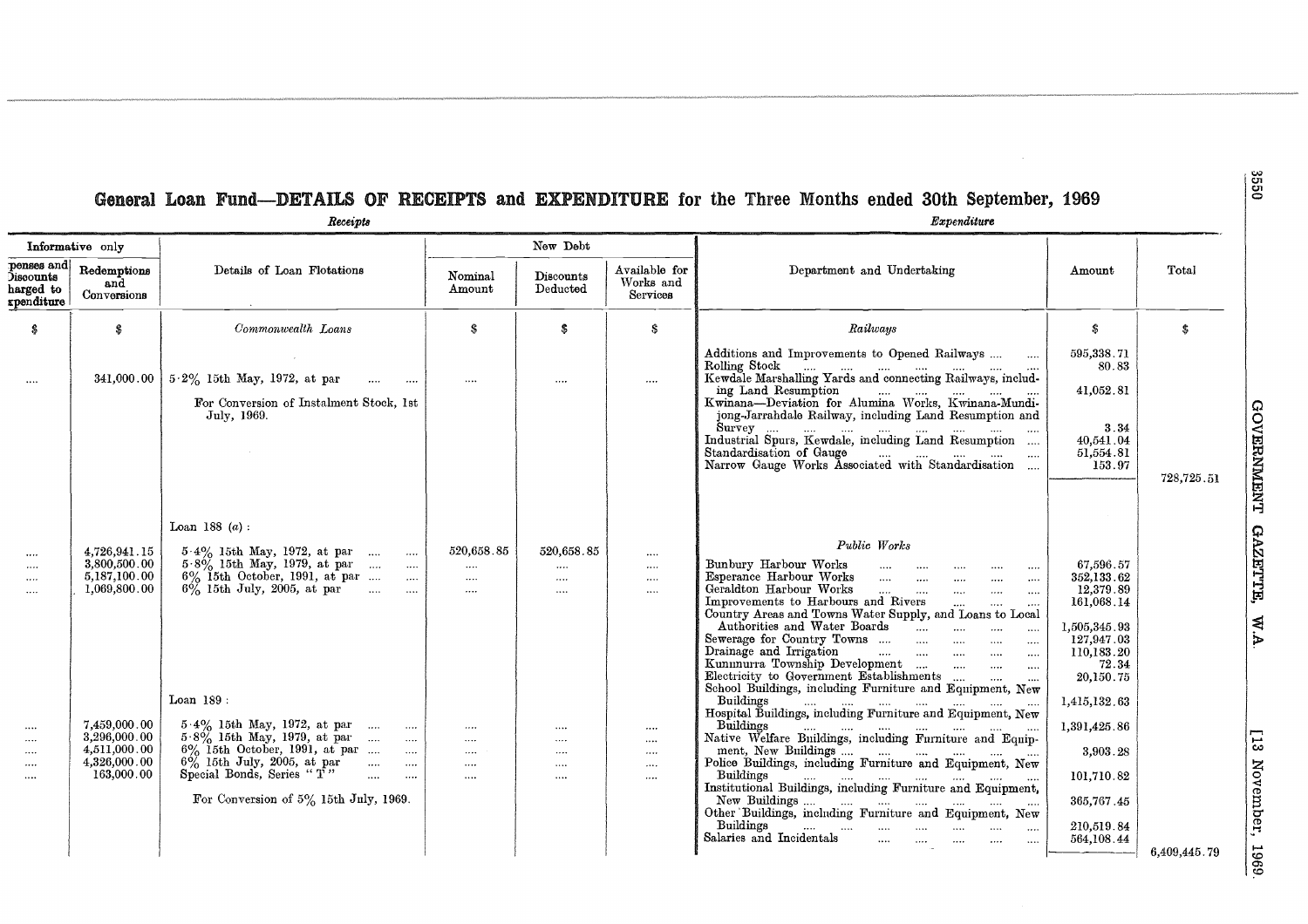# General Loan Fund—DETAILS OF RECEIPTS and EXPENDITURE for the Three Months ended 30th September, 1969

*Receipts*

| Informative only | | Details of Loan Flotations | New Debt | | |
|---|---|---|---|---|---|
| Expenses and Discounts charged to Expenditure | Redemptions and Conversions | | Nominal Amount | Discounts Deducted | Available for Works and Services |
| $ | $ | *Commonwealth Loans* | $ | $ | $ |
| .... | 341,000.00 | 5·2% 15th May, 1972, at par .... .... | .... | .... | .... |
| | | For Conversion of Instalment Stock, 1st July, 1969. | | | |
| | | Loan 188 (a): | | | |
| .... | 4,726,941.15 | 5·4% 15th May, 1972, at par .... .... | 520,658.85 | 520,658.85 | .... |
| .... | 3,800,500.00 | 5·8% 15th May, 1979, at par .... .... | .... | .... | .... |
| .... | 5,187,100.00 | 6% 15th October, 1991, at par .... .... | .... | .... | .... |
| .... | 1,069,800.00 | 6% 15th July, 2005, at par .... .... | .... | .... | .... |
| | | Loan 189: | | | |
| .... | 7,459,000.00 | 5·4% 15th May, 1972, at par .... .... | .... | .... | .... |
| .... | 3,296,000.00 | 5·8% 15th May, 1979, at par .... .... | .... | .... | .... |
| .... | 4,511,000.00 | 6% 15th October, 1991, at par .... .... | .... | .... | .... |
| .... | 4,326,000.00 | 6% 15th July, 2005, at par .... .... | .... | .... | .... |
| .... | 163,000.00 | Special Bonds, Series "T" .... .... | .... | .... | .... |
| | | For Conversion of 5% 15th July, 1969. | | | |

*Expenditure*

| Department and Undertaking | Amount | Total |
|---|---|---|
| | $ | $ |
| *Railways* | | |
| Additions and Improvements to Opened Railways .... .... | 595,338.71 | |
| Rolling Stock .... .... .... .... .... .... .... | 80.83 | |
| Kewdale Marshalling Yards and connecting Railways, including Land Resumption .... .... .... .... .... | 41,052.81 | |
| Kwinana—Deviation for Alumina Works, Kwinana-Mundijong-Jarrahdale Railway, including Land Resumption and Survey .... .... .... .... .... .... .... | 3.34 | |
| Industrial Spurs, Kewdale, including Land Resumption .... | 40,541.04 | |
| Standardisation of Gauge .... .... .... .... .... | 51,554.81 | |
| Narrow Gauge Works Associated with Standardisation .... | 153.97 | |
| | | 728,725.51 |
| *Public Works* | | |
| Bunbury Harbour Works .... .... .... .... .... | 67,596.57 | |
| Esperance Harbour Works .... .... .... .... .... | 352,133.62 | |
| Geraldton Harbour Works .... .... .... .... .... | 12,379.89 | |
| Improvements to Harbours and Rivers .... .... .... | 161,068.14 | |
| Country Areas and Towns Water Supply, and Loans to Local Authorities and Water Boards .... .... .... .... | 1,505,345.93 | |
| Sewerage for Country Towns .... .... .... .... | 127,947.03 | |
| Drainage and Irrigation .... .... .... .... .... | 110,183.20 | |
| Kununurra Township Development .... .... .... .... | 72.34 | |
| Electricity to Government Establishments .... .... .... | 20,150.75 | |
| School Buildings, including Furniture and Equipment, New Buildings .... .... .... .... .... .... .... | 1,415,132.63 | |
| Hospital Buildings, including Furniture and Equipment, New Buildings .... .... .... .... .... .... .... | 1,391,425.86 | |
| Native Welfare Buildings, including Furniture and Equipment, New Buildings .... .... .... .... .... | 3,903.28 | |
| Police Buildings, including Furniture and Equipment, New Buildings .... .... .... .... .... .... .... | 101,710.82 | |
| Institutional Buildings, including Furniture and Equipment, New Buildings .... .... .... .... .... .... | 365,767.45 | |
| Other Buildings, including Furniture and Equipment, New Buildings .... .... .... .... .... .... .... | 210,519.84 | |
| Salaries and Incidentals .... .... .... .... .... | 564,108.44 | |
| | | 6,409,445.79 |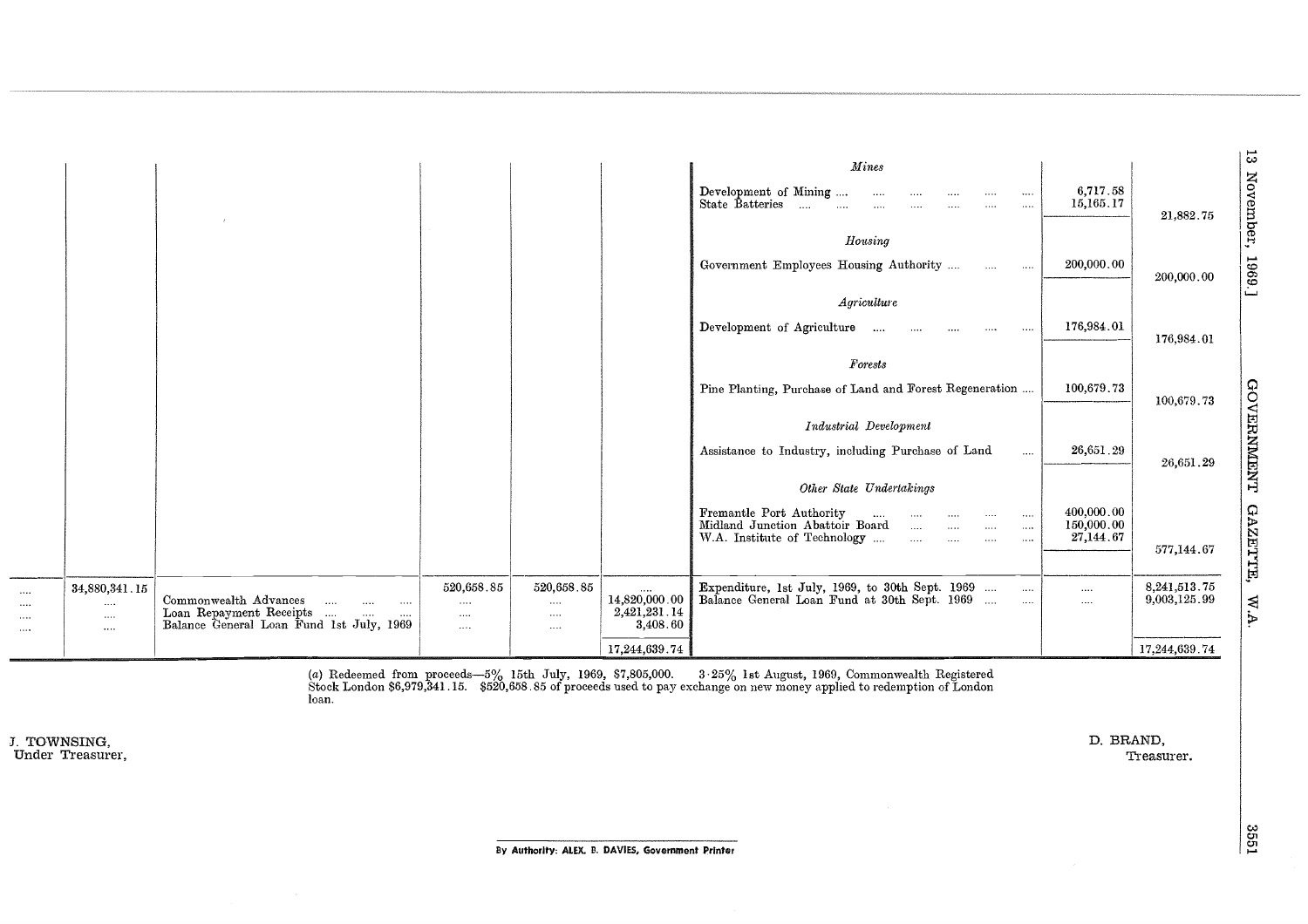| | | | | | | | | |
|---|---|---|---|---|---|---|---|---|
| | | | | | | *Mines* | | |
| | | | | | | Development of Mining .... | 6,717.58 | |
| | | | | | | State Batteries .... | 15,165.17 | 21,882.75 |
| | | | | | | *Housing* | | |
| | | | | | | Government Employees Housing Authority .... | 200,000.00 | 200,000.00 |
| | | | | | | *Agriculture* | | |
| | | | | | | Development of Agriculture .... | 176,984.01 | 176,984.01 |
| | | | | | | *Forests* | | |
| | | | | | | Pine Planting, Purchase of Land and Forest Regeneration .... | 100,679.73 | 100,679.73 |
| | | | | | | *Industrial Development* | | |
| | | | | | | Assistance to Industry, including Purchase of Land .... | 26,651.29 | 26,651.29 |
| | | | | | | *Other State Undertakings* | | |
| | | | | | | Fremantle Port Authority .... | 400,000.00 | |
| | | | | | | Midland Junction Abattoir Board .... | 150,000.00 | |
| | | | | | | W.A. Institute of Technology .... | 27,144.67 | 577,144.67 |
| .... | 34,880,341.15 | | 520,658.85 | 520,658.85 | .... | Expenditure, 1st July, 1969, to 30th Sept. 1969 .... | .... | 8,241,513.75 |
| .... | .... | Commonwealth Advances .... | .... | .... | 14,820,000.00 | Balance General Loan Fund at 30th Sept. 1969 .... | .... | 9,003,125.99 |
| .... | .... | Loan Repayment Receipts .... | .... | .... | 2,421,231.14 | | | |
| .... | .... | Balance General Loan Fund 1st July, 1969 | .... | .... | 3,408.60 | | | |
| | | | | | 17,244,639.74 | | | 17,244,639.74 |

(*a*) Redeemed from proceeds—5% 15th July, 1969, $7,805,000. 3·25% 1st August, 1969, Commonwealth Registered Stock London $6,979,341.15. $520,658.85 of proceeds used to pay exchange on new money applied to redemption of London loan.

J. TOWNSING,
Under Treasurer,

D. BRAND,
Treasurer.

By Authority: ALEX. B. DAVIES, Government Printer